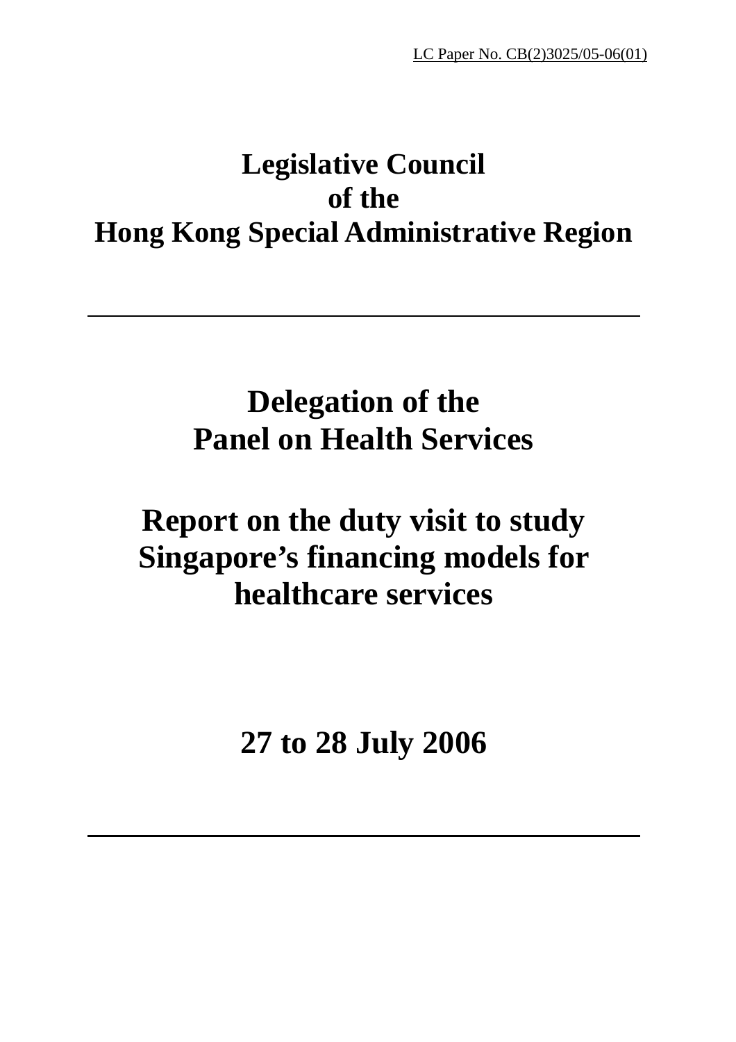LC Paper No. CB(2)3025/05-06(01)

# Legislative Council of the Hong Kong Special Administrative Region

---

# Delegation of the Panel on Health Services

# Report on the duty visit to study Singapore's financing models for healthcare services

## 27 to 28 July 2006

---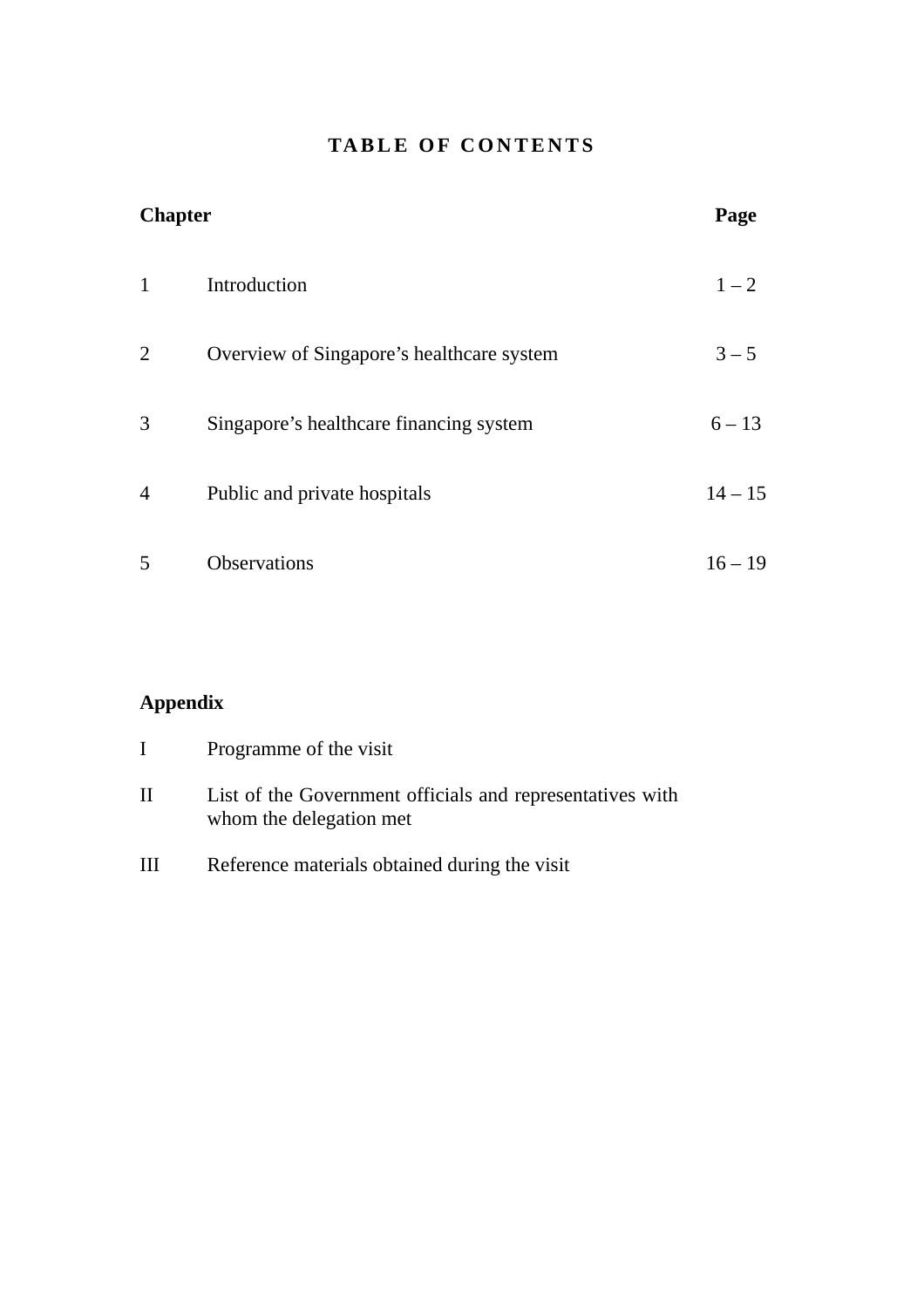# TABLE OF CONTENTS

| Chapter | | Page |
|---|---|---|
| 1 | Introduction | 1 – 2 |
| 2 | Overview of Singapore's healthcare system | 3 – 5 |
| 3 | Singapore's healthcare financing system | 6 – 13 |
| 4 | Public and private hospitals | 14 – 15 |
| 5 | Observations | 16 – 19 |

**Appendix**

| | |
|---|---|
| I | Programme of the visit |
| II | List of the Government officials and representatives with whom the delegation met |
| III | Reference materials obtained during the visit |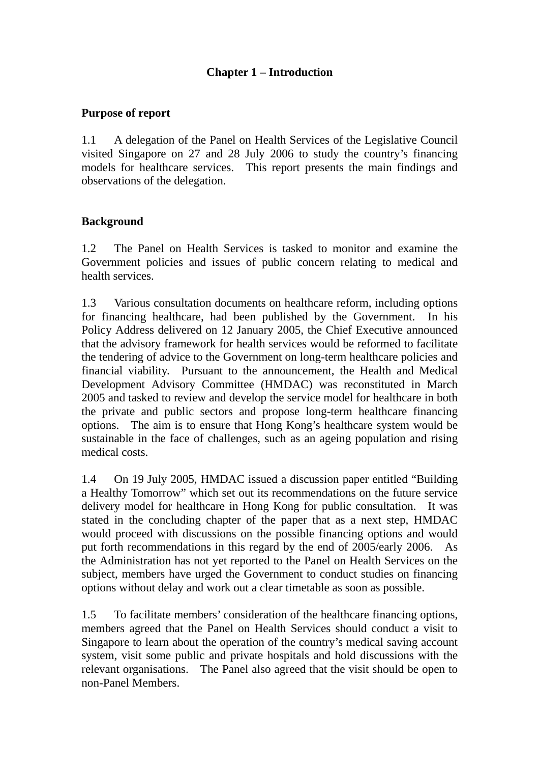# Chapter 1 – Introduction

## Purpose of report

1.1 A delegation of the Panel on Health Services of the Legislative Council visited Singapore on 27 and 28 July 2006 to study the country's financing models for healthcare services. This report presents the main findings and observations of the delegation.

## Background

1.2 The Panel on Health Services is tasked to monitor and examine the Government policies and issues of public concern relating to medical and health services.

1.3 Various consultation documents on healthcare reform, including options for financing healthcare, had been published by the Government. In his Policy Address delivered on 12 January 2005, the Chief Executive announced that the advisory framework for health services would be reformed to facilitate the tendering of advice to the Government on long-term healthcare policies and financial viability. Pursuant to the announcement, the Health and Medical Development Advisory Committee (HMDAC) was reconstituted in March 2005 and tasked to review and develop the service model for healthcare in both the private and public sectors and propose long-term healthcare financing options. The aim is to ensure that Hong Kong's healthcare system would be sustainable in the face of challenges, such as an ageing population and rising medical costs.

1.4 On 19 July 2005, HMDAC issued a discussion paper entitled "Building a Healthy Tomorrow" which set out its recommendations on the future service delivery model for healthcare in Hong Kong for public consultation. It was stated in the concluding chapter of the paper that as a next step, HMDAC would proceed with discussions on the possible financing options and would put forth recommendations in this regard by the end of 2005/early 2006. As the Administration has not yet reported to the Panel on Health Services on the subject, members have urged the Government to conduct studies on financing options without delay and work out a clear timetable as soon as possible.

1.5 To facilitate members' consideration of the healthcare financing options, members agreed that the Panel on Health Services should conduct a visit to Singapore to learn about the operation of the country's medical saving account system, visit some public and private hospitals and hold discussions with the relevant organisations. The Panel also agreed that the visit should be open to non-Panel Members.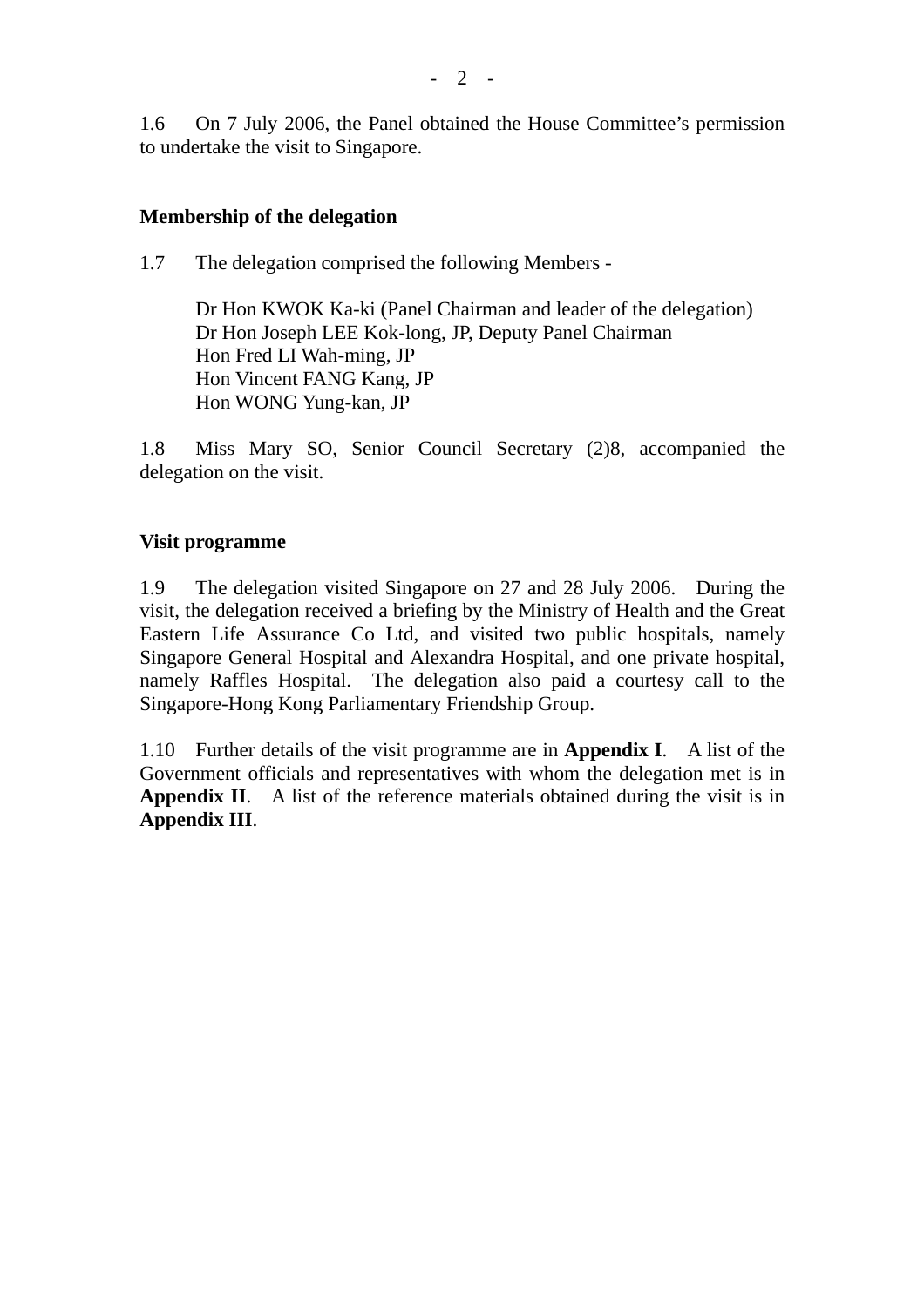1.6 On 7 July 2006, the Panel obtained the House Committee's permission to undertake the visit to Singapore.

**Membership of the delegation**

1.7 The delegation comprised the following Members -

Dr Hon KWOK Ka-ki (Panel Chairman and leader of the delegation)
Dr Hon Joseph LEE Kok-long, JP, Deputy Panel Chairman
Hon Fred LI Wah-ming, JP
Hon Vincent FANG Kang, JP
Hon WONG Yung-kan, JP

1.8 Miss Mary SO, Senior Council Secretary (2)8, accompanied the delegation on the visit.

**Visit programme**

1.9 The delegation visited Singapore on 27 and 28 July 2006. During the visit, the delegation received a briefing by the Ministry of Health and the Great Eastern Life Assurance Co Ltd, and visited two public hospitals, namely Singapore General Hospital and Alexandra Hospital, and one private hospital, namely Raffles Hospital. The delegation also paid a courtesy call to the Singapore-Hong Kong Parliamentary Friendship Group.

1.10 Further details of the visit programme are in **Appendix I**. A list of the Government officials and representatives with whom the delegation met is in **Appendix II**. A list of the reference materials obtained during the visit is in **Appendix III**.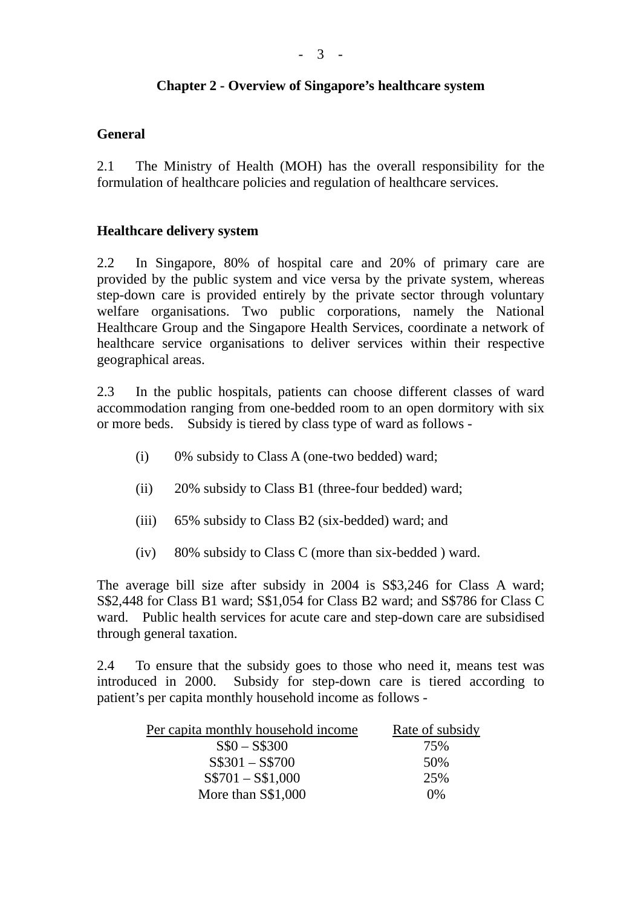## Chapter 2 - Overview of Singapore's healthcare system

### General

2.1 The Ministry of Health (MOH) has the overall responsibility for the formulation of healthcare policies and regulation of healthcare services.

### Healthcare delivery system

2.2 In Singapore, 80% of hospital care and 20% of primary care are provided by the public system and vice versa by the private system, whereas step-down care is provided entirely by the private sector through voluntary welfare organisations. Two public corporations, namely the National Healthcare Group and the Singapore Health Services, coordinate a network of healthcare service organisations to deliver services within their respective geographical areas.

2.3 In the public hospitals, patients can choose different classes of ward accommodation ranging from one-bedded room to an open dormitory with six or more beds. Subsidy is tiered by class type of ward as follows -

(i) 0% subsidy to Class A (one-two bedded) ward;

(ii) 20% subsidy to Class B1 (three-four bedded) ward;

(iii) 65% subsidy to Class B2 (six-bedded) ward; and

(iv) 80% subsidy to Class C (more than six-bedded ) ward.

The average bill size after subsidy in 2004 is S$3,246 for Class A ward; S$2,448 for Class B1 ward; S$1,054 for Class B2 ward; and S$786 for Class C ward. Public health services for acute care and step-down care are subsidised through general taxation.

2.4 To ensure that the subsidy goes to those who need it, means test was introduced in 2000. Subsidy for step-down care is tiered according to patient's per capita monthly household income as follows -

| Per capita monthly household income | Rate of subsidy |
|---|---|
| S$0 – S$300 | 75% |
| S$301 – S$700 | 50% |
| S$701 – S$1,000 | 25% |
| More than S$1,000 | 0% |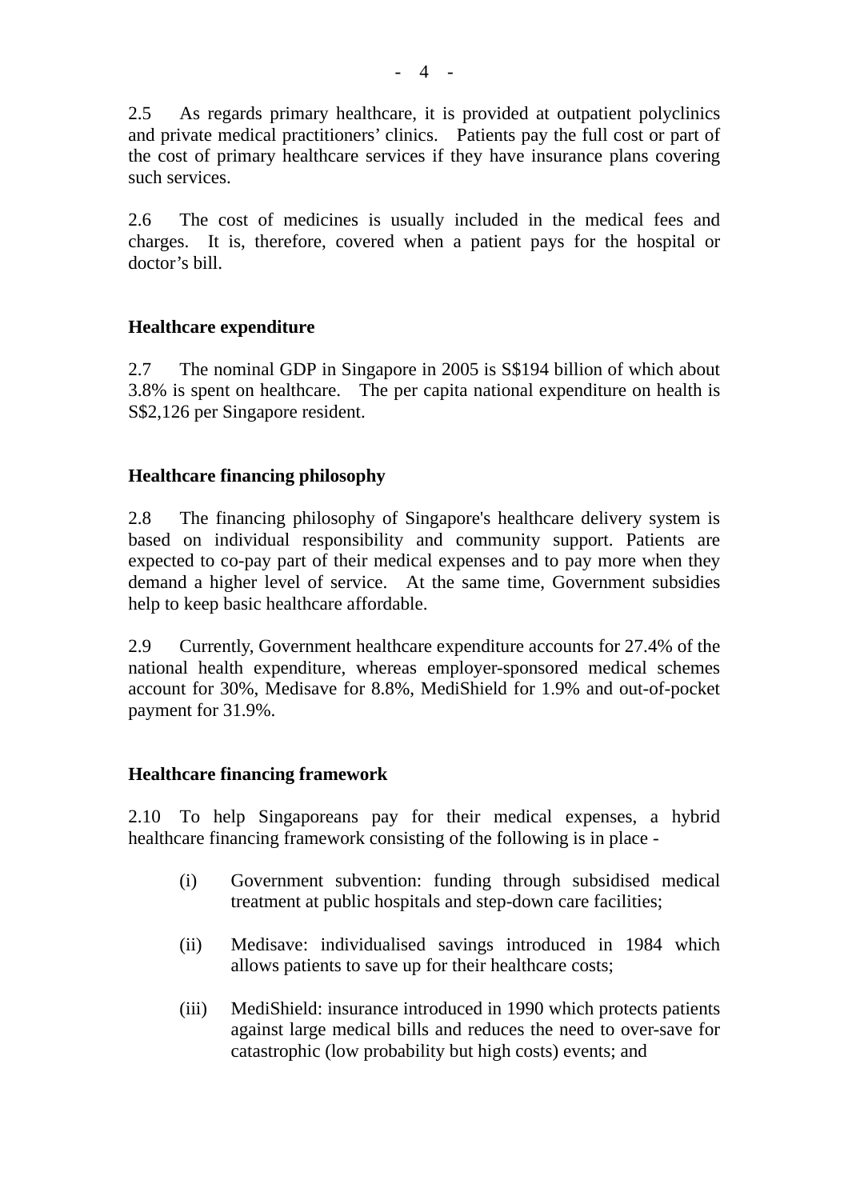2.5 As regards primary healthcare, it is provided at outpatient polyclinics and private medical practitioners' clinics. Patients pay the full cost or part of the cost of primary healthcare services if they have insurance plans covering such services.

2.6 The cost of medicines is usually included in the medical fees and charges. It is, therefore, covered when a patient pays for the hospital or doctor's bill.

**Healthcare expenditure**

2.7 The nominal GDP in Singapore in 2005 is S$194 billion of which about 3.8% is spent on healthcare. The per capita national expenditure on health is S$2,126 per Singapore resident.

**Healthcare financing philosophy**

2.8 The financing philosophy of Singapore's healthcare delivery system is based on individual responsibility and community support. Patients are expected to co-pay part of their medical expenses and to pay more when they demand a higher level of service. At the same time, Government subsidies help to keep basic healthcare affordable.

2.9 Currently, Government healthcare expenditure accounts for 27.4% of the national health expenditure, whereas employer-sponsored medical schemes account for 30%, Medisave for 8.8%, MediShield for 1.9% and out-of-pocket payment for 31.9%.

**Healthcare financing framework**

2.10 To help Singaporeans pay for their medical expenses, a hybrid healthcare financing framework consisting of the following is in place -

(i) Government subvention: funding through subsidised medical treatment at public hospitals and step-down care facilities;

(ii) Medisave: individualised savings introduced in 1984 which allows patients to save up for their healthcare costs;

(iii) MediShield: insurance introduced in 1990 which protects patients against large medical bills and reduces the need to over-save for catastrophic (low probability but high costs) events; and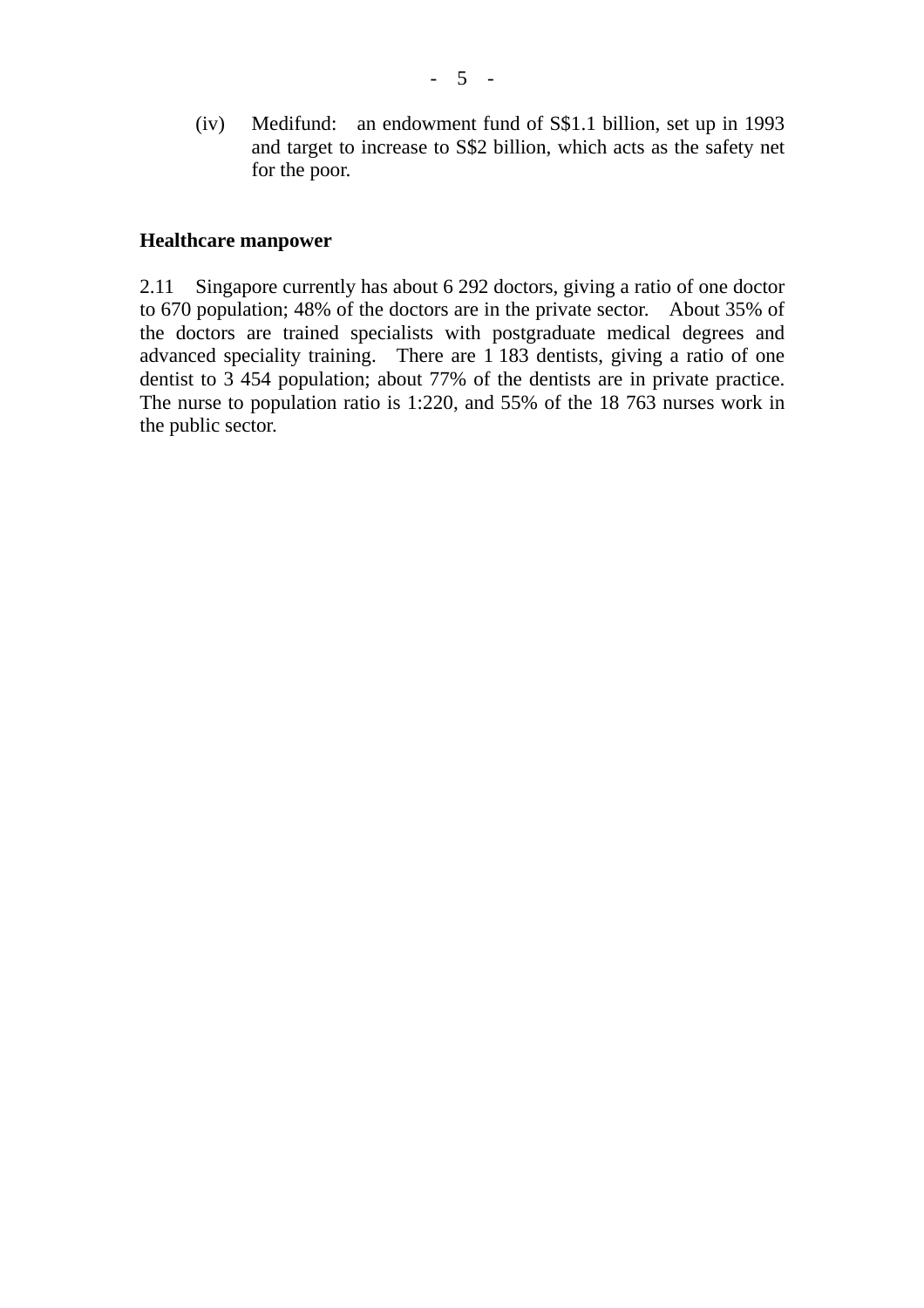(iv) Medifund: an endowment fund of S$1.1 billion, set up in 1993 and target to increase to S$2 billion, which acts as the safety net for the poor.

**Healthcare manpower**

2.11 Singapore currently has about 6 292 doctors, giving a ratio of one doctor to 670 population; 48% of the doctors are in the private sector. About 35% of the doctors are trained specialists with postgraduate medical degrees and advanced speciality training. There are 1 183 dentists, giving a ratio of one dentist to 3 454 population; about 77% of the dentists are in private practice. The nurse to population ratio is 1:220, and 55% of the 18 763 nurses work in the public sector.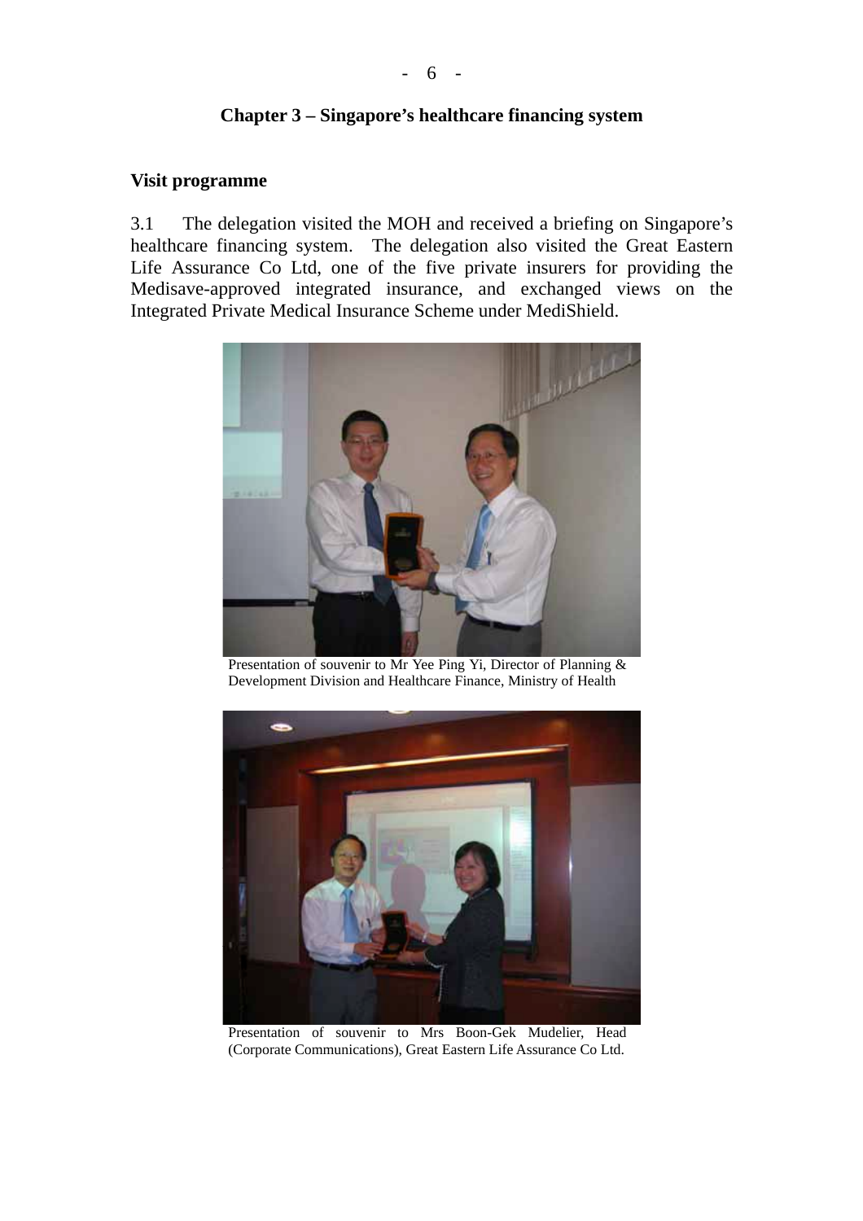## Chapter 3 – Singapore's healthcare financing system

### Visit programme

3.1 The delegation visited the MOH and received a briefing on Singapore's healthcare financing system. The delegation also visited the Great Eastern Life Assurance Co Ltd, one of the five private insurers for providing the Medisave-approved integrated insurance, and exchanged views on the Integrated Private Medical Insurance Scheme under MediShield.

Presentation of souvenir to Mr Yee Ping Yi, Director of Planning & Development Division and Healthcare Finance, Ministry of Health

Presentation of souvenir to Mrs Boon-Gek Mudelier, Head (Corporate Communications), Great Eastern Life Assurance Co Ltd.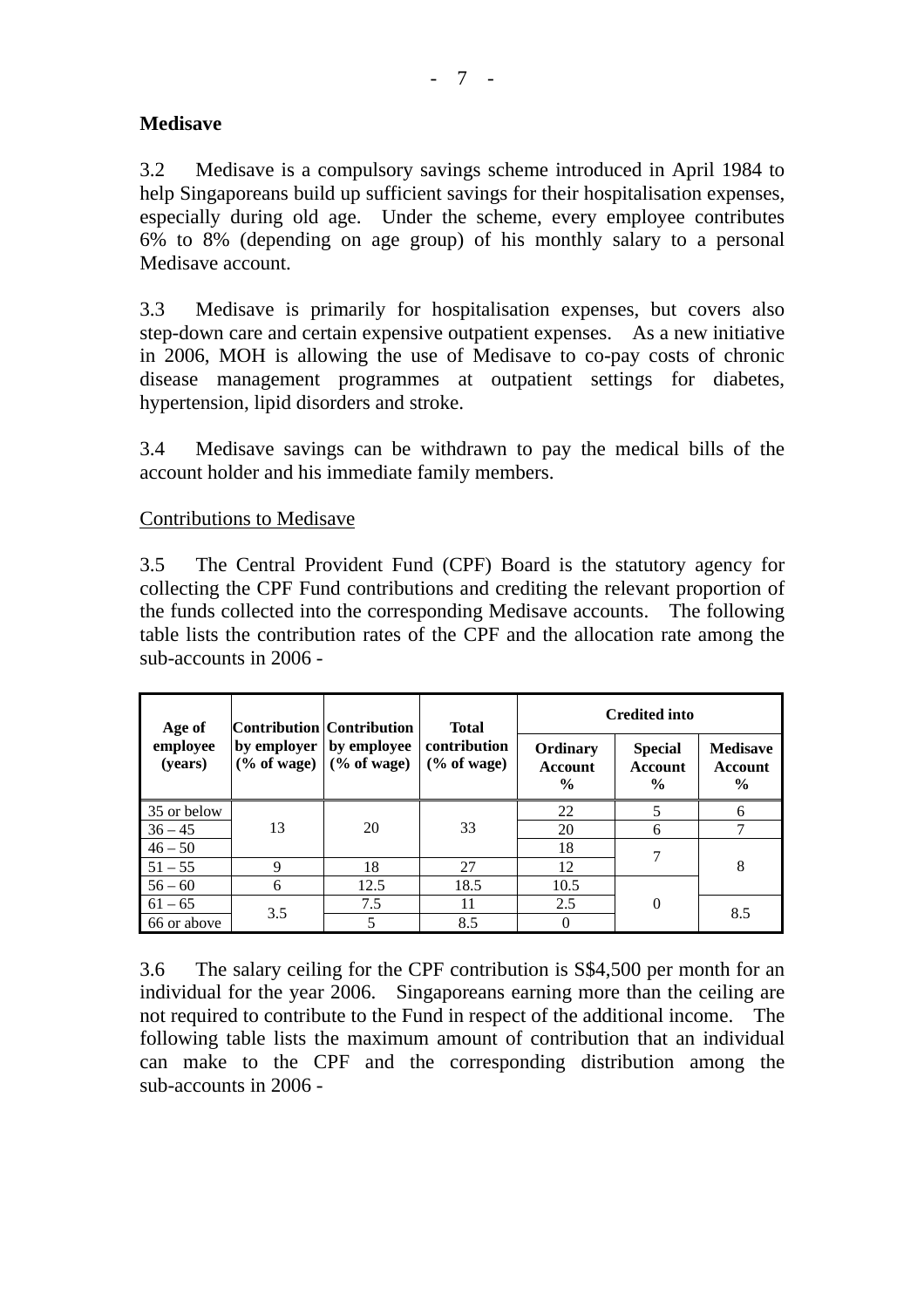### Medisave

3.2 Medisave is a compulsory savings scheme introduced in April 1984 to help Singaporeans build up sufficient savings for their hospitalisation expenses, especially during old age. Under the scheme, every employee contributes 6% to 8% (depending on age group) of his monthly salary to a personal Medisave account.

3.3 Medisave is primarily for hospitalisation expenses, but covers also step-down care and certain expensive outpatient expenses. As a new initiative in 2006, MOH is allowing the use of Medisave to co-pay costs of chronic disease management programmes at outpatient settings for diabetes, hypertension, lipid disorders and stroke.

3.4 Medisave savings can be withdrawn to pay the medical bills of the account holder and his immediate family members.

Contributions to Medisave

3.5 The Central Provident Fund (CPF) Board is the statutory agency for collecting the CPF Fund contributions and crediting the relevant proportion of the funds collected into the corresponding Medisave accounts. The following table lists the contribution rates of the CPF and the allocation rate among the sub-accounts in 2006 -

| Age of employee (years) | Contribution by employer (% of wage) | Contribution by employee (% of wage) | Total contribution (% of wage) | Credited into | | |
|---|---|---|---|---|---|---|
| | | | | Ordinary Account % | Special Account % | Medisave Account % |
| 35 or below | 13 | 20 | 33 | 22 | 5 | 6 |
| 36 – 45 | | | | 20 | 6 | 7 |
| 46 – 50 | | | | 18 | 7 | 8 |
| 51 – 55 | 9 | 18 | 27 | 12 | | |
| 56 – 60 | 6 | 12.5 | 18.5 | 10.5 | 0 | |
| 61 – 65 | 3.5 | 7.5 | 11 | 2.5 | | 8.5 |
| 66 or above | | 5 | 8.5 | 0 | | |

3.6 The salary ceiling for the CPF contribution is S$4,500 per month for an individual for the year 2006. Singaporeans earning more than the ceiling are not required to contribute to the Fund in respect of the additional income. The following table lists the maximum amount of contribution that an individual can make to the CPF and the corresponding distribution among the sub-accounts in 2006 -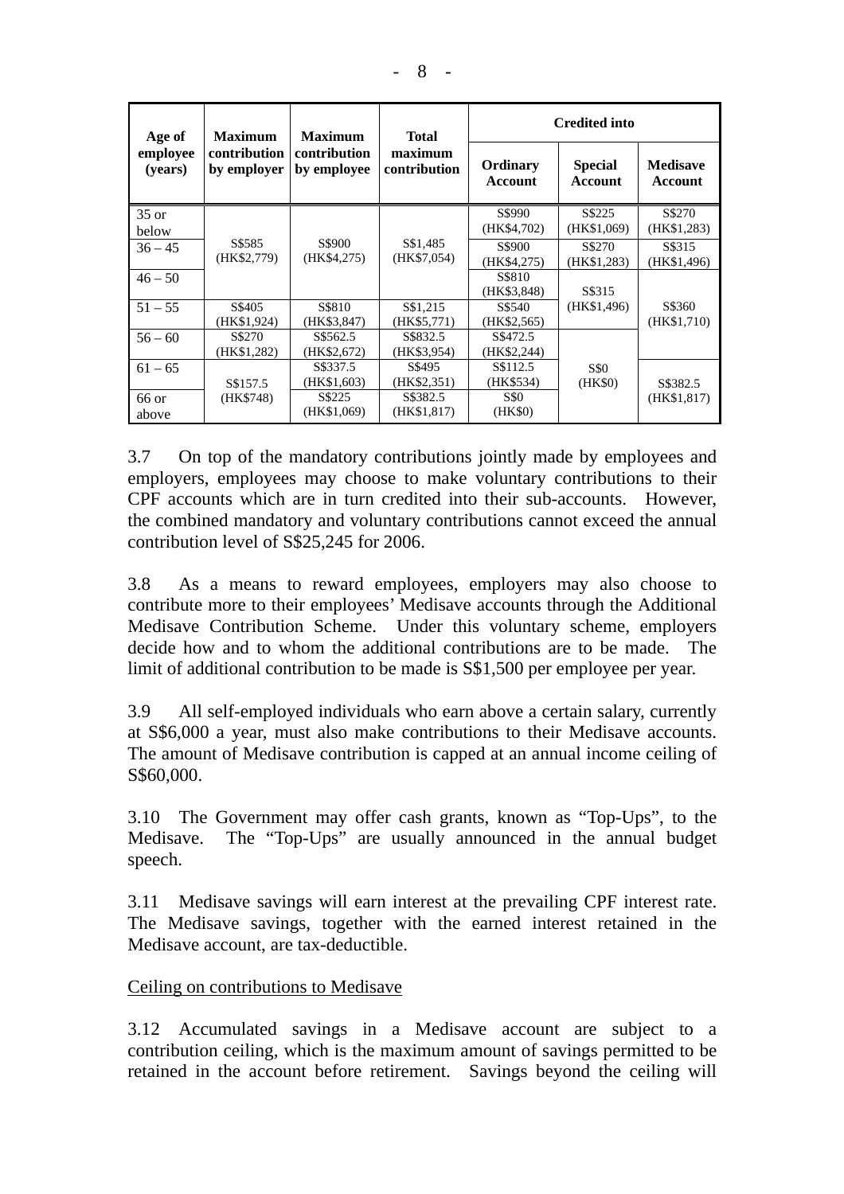| Age of employee (years) | Maximum contribution by employer | Maximum contribution by employee | Total maximum contribution | Credited into | | |
|---|---|---|---|---|---|---|
| | | | | Ordinary Account | Special Account | Medisave Account |
| 35 or below | S$585 (HK$2,779) | S$900 (HK$4,275) | S$1,485 (HK$7,054) | S$990 (HK$4,702) | S$225 (HK$1,069) | S$270 (HK$1,283) |
| 36 – 45 | | | | S$900 (HK$4,275) | S$270 (HK$1,283) | S$315 (HK$1,496) |
| 46 – 50 | | | | S$810 (HK$3,848) | S$315 (HK$1,496) | S$360 (HK$1,710) |
| 51 – 55 | S$405 (HK$1,924) | S$810 (HK$3,847) | S$1,215 (HK$5,771) | S$540 (HK$2,565) | | |
| 56 – 60 | S$270 (HK$1,282) | S$562.5 (HK$2,672) | S$832.5 (HK$3,954) | S$472.5 (HK$2,244) | S$0 (HK$0) | |
| 61 – 65 | S$157.5 (HK$748) | S$337.5 (HK$1,603) | S$495 (HK$2,351) | S$112.5 (HK$534) | | S$382.5 (HK$1,817) |
| 66 or above | | S$225 (HK$1,069) | S$382.5 (HK$1,817) | S$0 (HK$0) | | |

3.7 On top of the mandatory contributions jointly made by employees and employers, employees may choose to make voluntary contributions to their CPF accounts which are in turn credited into their sub-accounts. However, the combined mandatory and voluntary contributions cannot exceed the annual contribution level of S$25,245 for 2006.

3.8 As a means to reward employees, employers may also choose to contribute more to their employees' Medisave accounts through the Additional Medisave Contribution Scheme. Under this voluntary scheme, employers decide how and to whom the additional contributions are to be made. The limit of additional contribution to be made is S$1,500 per employee per year.

3.9 All self-employed individuals who earn above a certain salary, currently at S$6,000 a year, must also make contributions to their Medisave accounts. The amount of Medisave contribution is capped at an annual income ceiling of S$60,000.

3.10 The Government may offer cash grants, known as "Top-Ups", to the Medisave. The "Top-Ups" are usually announced in the annual budget speech.

3.11 Medisave savings will earn interest at the prevailing CPF interest rate. The Medisave savings, together with the earned interest retained in the Medisave account, are tax-deductible.

Ceiling on contributions to Medisave

3.12 Accumulated savings in a Medisave account are subject to a contribution ceiling, which is the maximum amount of savings permitted to be retained in the account before retirement. Savings beyond the ceiling will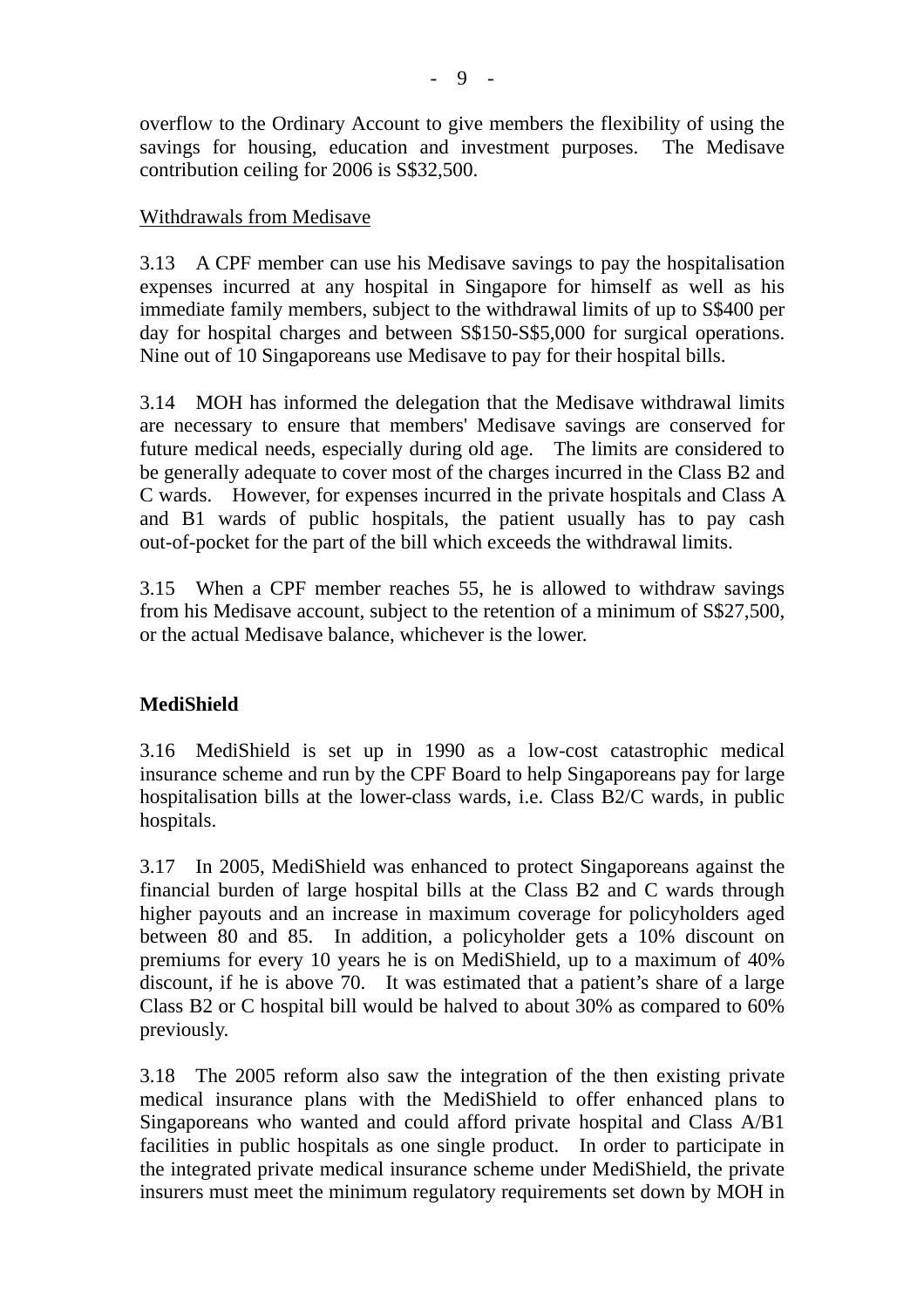overflow to the Ordinary Account to give members the flexibility of using the savings for housing, education and investment purposes. The Medisave contribution ceiling for 2006 is S$32,500.

Withdrawals from Medisave

3.13 A CPF member can use his Medisave savings to pay the hospitalisation expenses incurred at any hospital in Singapore for himself as well as his immediate family members, subject to the withdrawal limits of up to S$400 per day for hospital charges and between S$150-S$5,000 for surgical operations. Nine out of 10 Singaporeans use Medisave to pay for their hospital bills.

3.14 MOH has informed the delegation that the Medisave withdrawal limits are necessary to ensure that members' Medisave savings are conserved for future medical needs, especially during old age. The limits are considered to be generally adequate to cover most of the charges incurred in the Class B2 and C wards. However, for expenses incurred in the private hospitals and Class A and B1 wards of public hospitals, the patient usually has to pay cash out-of-pocket for the part of the bill which exceeds the withdrawal limits.

3.15 When a CPF member reaches 55, he is allowed to withdraw savings from his Medisave account, subject to the retention of a minimum of S$27,500, or the actual Medisave balance, whichever is the lower.

**MediShield**

3.16 MediShield is set up in 1990 as a low-cost catastrophic medical insurance scheme and run by the CPF Board to help Singaporeans pay for large hospitalisation bills at the lower-class wards, i.e. Class B2/C wards, in public hospitals.

3.17 In 2005, MediShield was enhanced to protect Singaporeans against the financial burden of large hospital bills at the Class B2 and C wards through higher payouts and an increase in maximum coverage for policyholders aged between 80 and 85. In addition, a policyholder gets a 10% discount on premiums for every 10 years he is on MediShield, up to a maximum of 40% discount, if he is above 70. It was estimated that a patient's share of a large Class B2 or C hospital bill would be halved to about 30% as compared to 60% previously.

3.18 The 2005 reform also saw the integration of the then existing private medical insurance plans with the MediShield to offer enhanced plans to Singaporeans who wanted and could afford private hospital and Class A/B1 facilities in public hospitals as one single product. In order to participate in the integrated private medical insurance scheme under MediShield, the private insurers must meet the minimum regulatory requirements set down by MOH in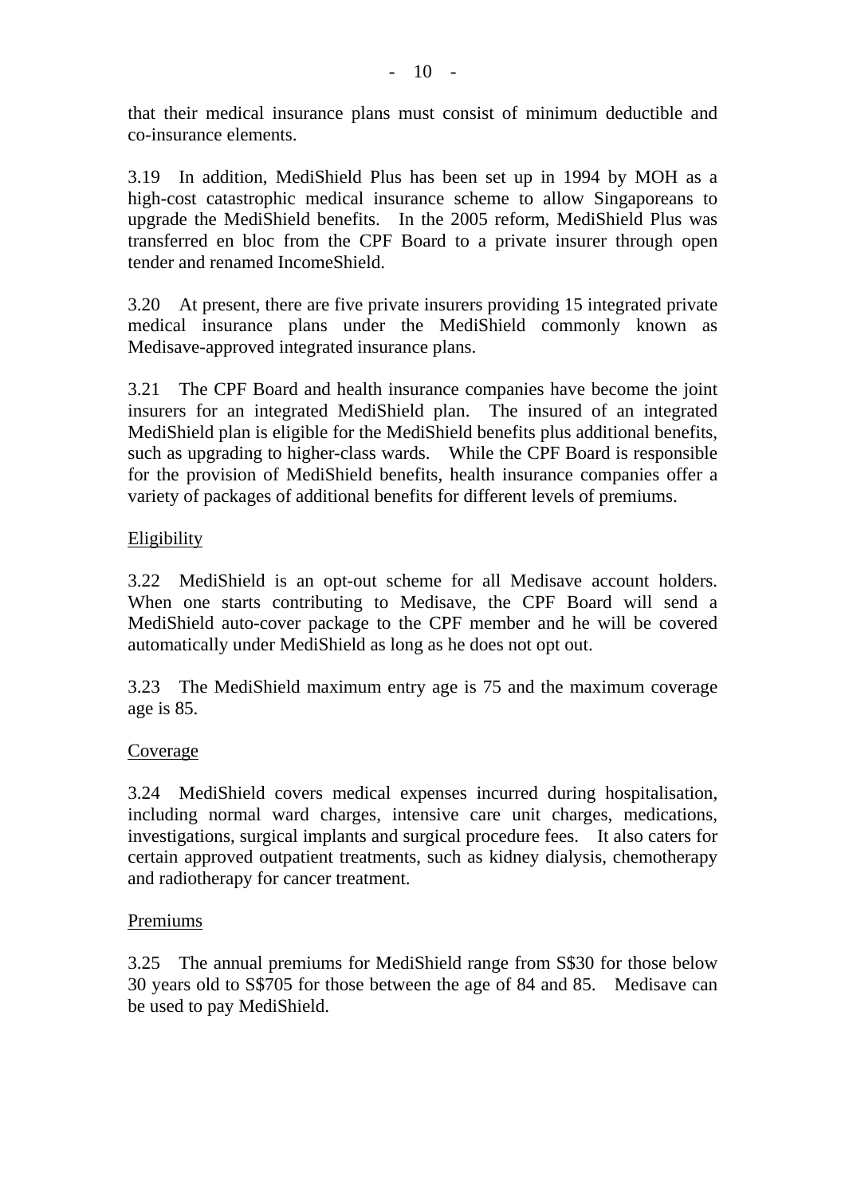that their medical insurance plans must consist of minimum deductible and co-insurance elements.

3.19 In addition, MediShield Plus has been set up in 1994 by MOH as a high-cost catastrophic medical insurance scheme to allow Singaporeans to upgrade the MediShield benefits. In the 2005 reform, MediShield Plus was transferred en bloc from the CPF Board to a private insurer through open tender and renamed IncomeShield.

3.20 At present, there are five private insurers providing 15 integrated private medical insurance plans under the MediShield commonly known as Medisave-approved integrated insurance plans.

3.21 The CPF Board and health insurance companies have become the joint insurers for an integrated MediShield plan. The insured of an integrated MediShield plan is eligible for the MediShield benefits plus additional benefits, such as upgrading to higher-class wards. While the CPF Board is responsible for the provision of MediShield benefits, health insurance companies offer a variety of packages of additional benefits for different levels of premiums.

Eligibility

3.22 MediShield is an opt-out scheme for all Medisave account holders. When one starts contributing to Medisave, the CPF Board will send a MediShield auto-cover package to the CPF member and he will be covered automatically under MediShield as long as he does not opt out.

3.23 The MediShield maximum entry age is 75 and the maximum coverage age is 85.

Coverage

3.24 MediShield covers medical expenses incurred during hospitalisation, including normal ward charges, intensive care unit charges, medications, investigations, surgical implants and surgical procedure fees. It also caters for certain approved outpatient treatments, such as kidney dialysis, chemotherapy and radiotherapy for cancer treatment.

Premiums

3.25 The annual premiums for MediShield range from S$30 for those below 30 years old to S$705 for those between the age of 84 and 85. Medisave can be used to pay MediShield.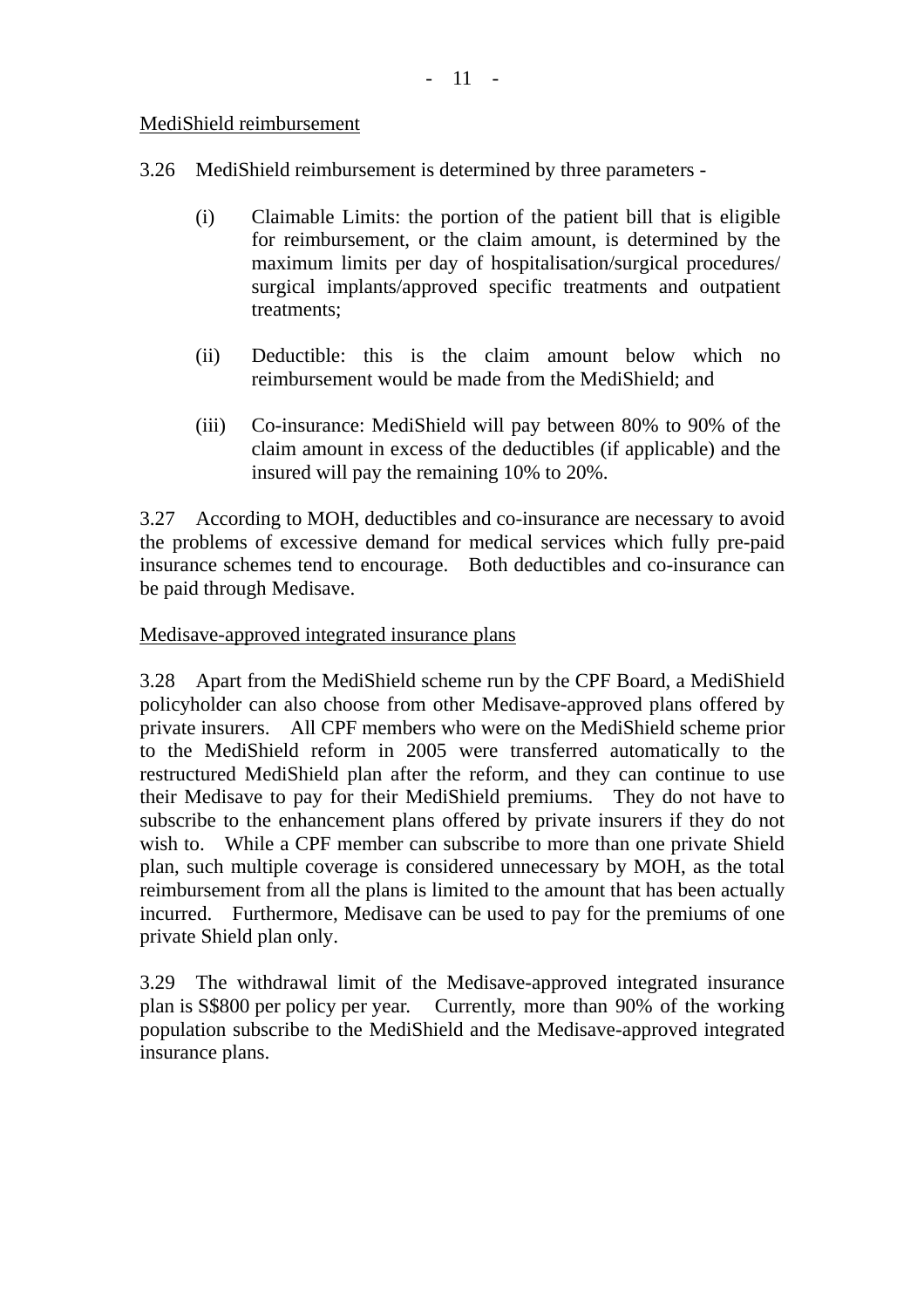MediShield reimbursement

3.26 MediShield reimbursement is determined by three parameters -

(i) Claimable Limits: the portion of the patient bill that is eligible for reimbursement, or the claim amount, is determined by the maximum limits per day of hospitalisation/surgical procedures/ surgical implants/approved specific treatments and outpatient treatments;

(ii) Deductible: this is the claim amount below which no reimbursement would be made from the MediShield; and

(iii) Co-insurance: MediShield will pay between 80% to 90% of the claim amount in excess of the deductibles (if applicable) and the insured will pay the remaining 10% to 20%.

3.27 According to MOH, deductibles and co-insurance are necessary to avoid the problems of excessive demand for medical services which fully pre-paid insurance schemes tend to encourage. Both deductibles and co-insurance can be paid through Medisave.

Medisave-approved integrated insurance plans

3.28 Apart from the MediShield scheme run by the CPF Board, a MediShield policyholder can also choose from other Medisave-approved plans offered by private insurers. All CPF members who were on the MediShield scheme prior to the MediShield reform in 2005 were transferred automatically to the restructured MediShield plan after the reform, and they can continue to use their Medisave to pay for their MediShield premiums. They do not have to subscribe to the enhancement plans offered by private insurers if they do not wish to. While a CPF member can subscribe to more than one private Shield plan, such multiple coverage is considered unnecessary by MOH, as the total reimbursement from all the plans is limited to the amount that has been actually incurred. Furthermore, Medisave can be used to pay for the premiums of one private Shield plan only.

3.29 The withdrawal limit of the Medisave-approved integrated insurance plan is S$800 per policy per year. Currently, more than 90% of the working population subscribe to the MediShield and the Medisave-approved integrated insurance plans.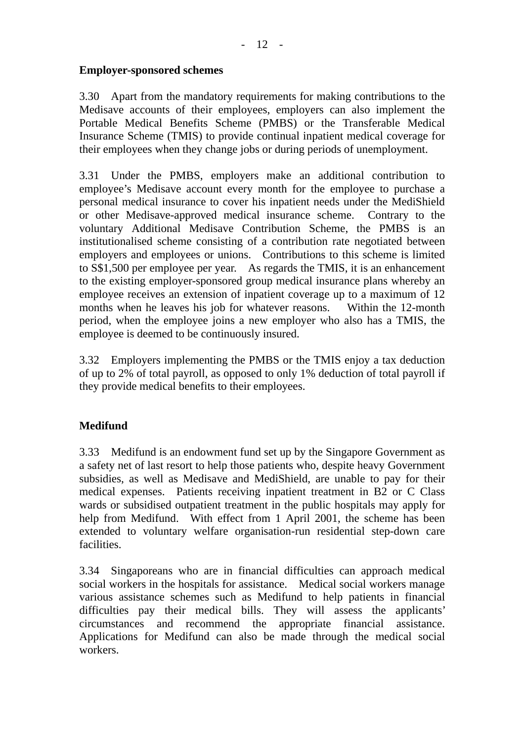**Employer-sponsored schemes**

3.30 Apart from the mandatory requirements for making contributions to the Medisave accounts of their employees, employers can also implement the Portable Medical Benefits Scheme (PMBS) or the Transferable Medical Insurance Scheme (TMIS) to provide continual inpatient medical coverage for their employees when they change jobs or during periods of unemployment.

3.31 Under the PMBS, employers make an additional contribution to employee's Medisave account every month for the employee to purchase a personal medical insurance to cover his inpatient needs under the MediShield or other Medisave-approved medical insurance scheme. Contrary to the voluntary Additional Medisave Contribution Scheme, the PMBS is an institutionalised scheme consisting of a contribution rate negotiated between employers and employees or unions. Contributions to this scheme is limited to S$1,500 per employee per year. As regards the TMIS, it is an enhancement to the existing employer-sponsored group medical insurance plans whereby an employee receives an extension of inpatient coverage up to a maximum of 12 months when he leaves his job for whatever reasons. Within the 12-month period, when the employee joins a new employer who also has a TMIS, the employee is deemed to be continuously insured.

3.32 Employers implementing the PMBS or the TMIS enjoy a tax deduction of up to 2% of total payroll, as opposed to only 1% deduction of total payroll if they provide medical benefits to their employees.

**Medifund**

3.33 Medifund is an endowment fund set up by the Singapore Government as a safety net of last resort to help those patients who, despite heavy Government subsidies, as well as Medisave and MediShield, are unable to pay for their medical expenses. Patients receiving inpatient treatment in B2 or C Class wards or subsidised outpatient treatment in the public hospitals may apply for help from Medifund. With effect from 1 April 2001, the scheme has been extended to voluntary welfare organisation-run residential step-down care facilities.

3.34 Singaporeans who are in financial difficulties can approach medical social workers in the hospitals for assistance. Medical social workers manage various assistance schemes such as Medifund to help patients in financial difficulties pay their medical bills. They will assess the applicants' circumstances and recommend the appropriate financial assistance. Applications for Medifund can also be made through the medical social workers.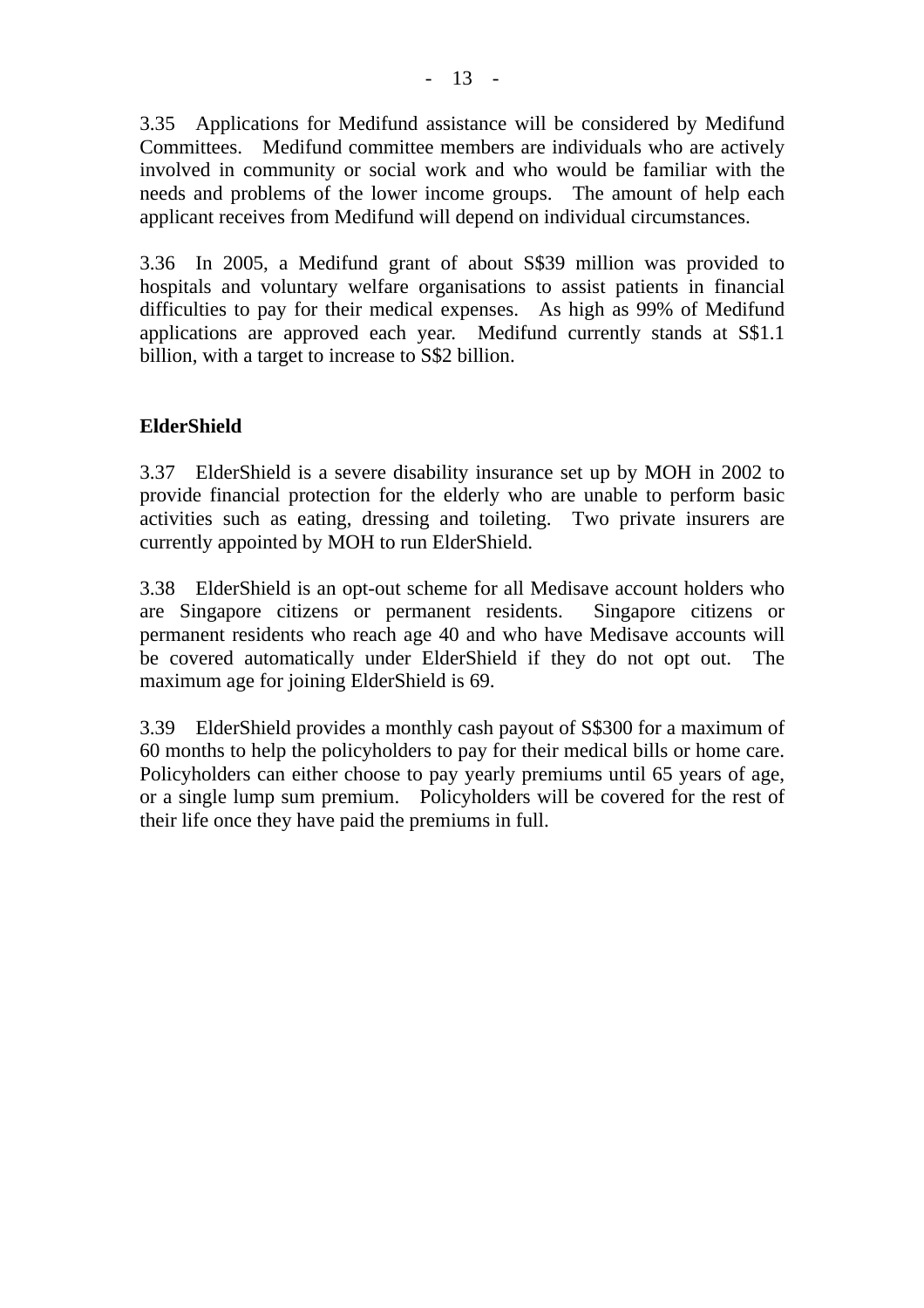3.35 Applications for Medifund assistance will be considered by Medifund Committees. Medifund committee members are individuals who are actively involved in community or social work and who would be familiar with the needs and problems of the lower income groups. The amount of help each applicant receives from Medifund will depend on individual circumstances.

3.36 In 2005, a Medifund grant of about S$39 million was provided to hospitals and voluntary welfare organisations to assist patients in financial difficulties to pay for their medical expenses. As high as 99% of Medifund applications are approved each year. Medifund currently stands at S$1.1 billion, with a target to increase to S$2 billion.

**ElderShield**

3.37 ElderShield is a severe disability insurance set up by MOH in 2002 to provide financial protection for the elderly who are unable to perform basic activities such as eating, dressing and toileting. Two private insurers are currently appointed by MOH to run ElderShield.

3.38 ElderShield is an opt-out scheme for all Medisave account holders who are Singapore citizens or permanent residents. Singapore citizens or permanent residents who reach age 40 and who have Medisave accounts will be covered automatically under ElderShield if they do not opt out. The maximum age for joining ElderShield is 69.

3.39 ElderShield provides a monthly cash payout of S$300 for a maximum of 60 months to help the policyholders to pay for their medical bills or home care. Policyholders can either choose to pay yearly premiums until 65 years of age, or a single lump sum premium. Policyholders will be covered for the rest of their life once they have paid the premiums in full.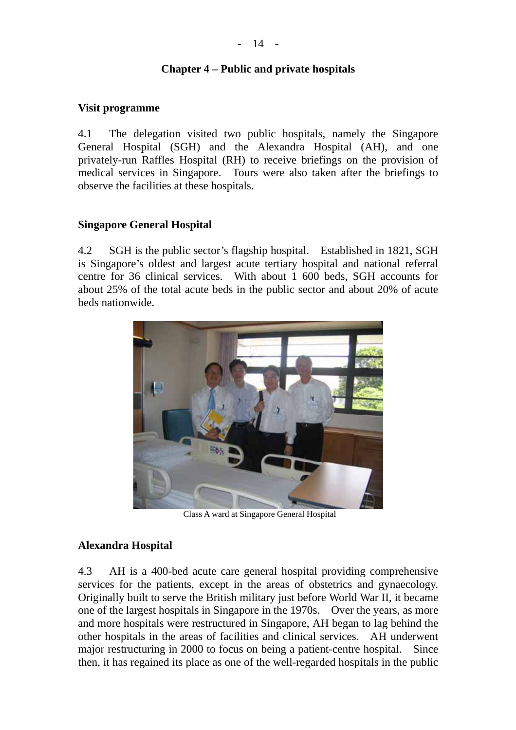## Chapter 4 – Public and private hospitals

### Visit programme

4.1 The delegation visited two public hospitals, namely the Singapore General Hospital (SGH) and the Alexandra Hospital (AH), and one privately-run Raffles Hospital (RH) to receive briefings on the provision of medical services in Singapore. Tours were also taken after the briefings to observe the facilities at these hospitals.

### Singapore General Hospital

4.2 SGH is the public sector's flagship hospital. Established in 1821, SGH is Singapore's oldest and largest acute tertiary hospital and national referral centre for 36 clinical services. With about 1 600 beds, SGH accounts for about 25% of the total acute beds in the public sector and about 20% of acute beds nationwide.

Class A ward at Singapore General Hospital

### Alexandra Hospital

4.3 AH is a 400-bed acute care general hospital providing comprehensive services for the patients, except in the areas of obstetrics and gynaecology. Originally built to serve the British military just before World War II, it became one of the largest hospitals in Singapore in the 1970s. Over the years, as more and more hospitals were restructured in Singapore, AH began to lag behind the other hospitals in the areas of facilities and clinical services. AH underwent major restructuring in 2000 to focus on being a patient-centre hospital. Since then, it has regained its place as one of the well-regarded hospitals in the public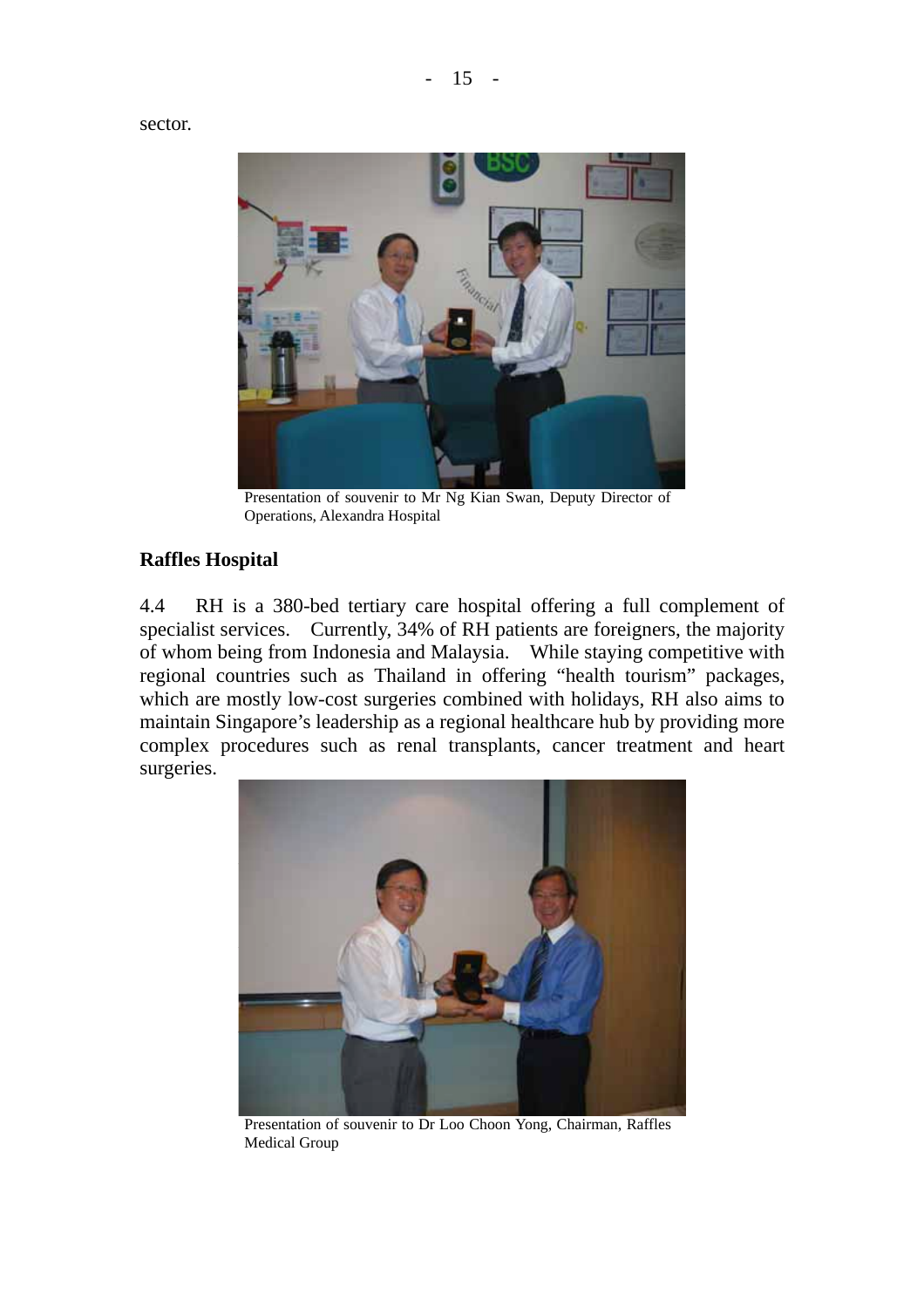sector.

Presentation of souvenir to Mr Ng Kian Swan, Deputy Director of Operations, Alexandra Hospital

**Raffles Hospital**

4.4 RH is a 380-bed tertiary care hospital offering a full complement of specialist services. Currently, 34% of RH patients are foreigners, the majority of whom being from Indonesia and Malaysia. While staying competitive with regional countries such as Thailand in offering "health tourism" packages, which are mostly low-cost surgeries combined with holidays, RH also aims to maintain Singapore's leadership as a regional healthcare hub by providing more complex procedures such as renal transplants, cancer treatment and heart surgeries.

Presentation of souvenir to Dr Loo Choon Yong, Chairman, Raffles Medical Group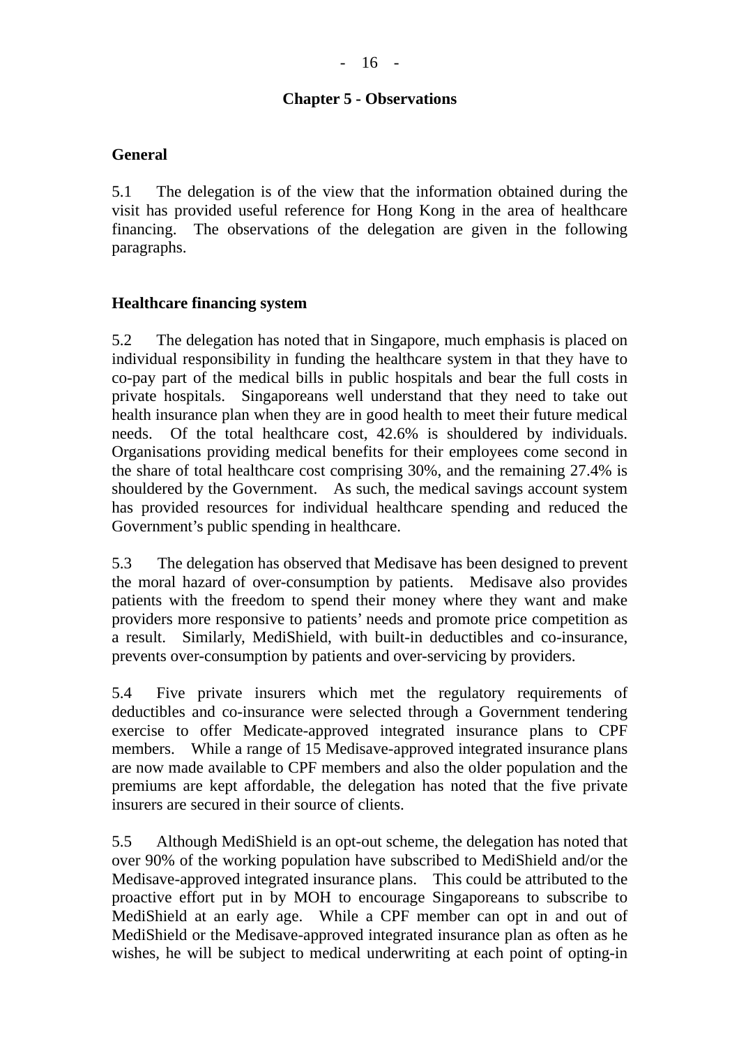## Chapter 5 - Observations

### General

5.1 The delegation is of the view that the information obtained during the visit has provided useful reference for Hong Kong in the area of healthcare financing. The observations of the delegation are given in the following paragraphs.

### Healthcare financing system

5.2 The delegation has noted that in Singapore, much emphasis is placed on individual responsibility in funding the healthcare system in that they have to co-pay part of the medical bills in public hospitals and bear the full costs in private hospitals. Singaporeans well understand that they need to take out health insurance plan when they are in good health to meet their future medical needs. Of the total healthcare cost, 42.6% is shouldered by individuals. Organisations providing medical benefits for their employees come second in the share of total healthcare cost comprising 30%, and the remaining 27.4% is shouldered by the Government. As such, the medical savings account system has provided resources for individual healthcare spending and reduced the Government's public spending in healthcare.

5.3 The delegation has observed that Medisave has been designed to prevent the moral hazard of over-consumption by patients. Medisave also provides patients with the freedom to spend their money where they want and make providers more responsive to patients' needs and promote price competition as a result. Similarly, MediShield, with built-in deductibles and co-insurance, prevents over-consumption by patients and over-servicing by providers.

5.4 Five private insurers which met the regulatory requirements of deductibles and co-insurance were selected through a Government tendering exercise to offer Medicate-approved integrated insurance plans to CPF members. While a range of 15 Medisave-approved integrated insurance plans are now made available to CPF members and also the older population and the premiums are kept affordable, the delegation has noted that the five private insurers are secured in their source of clients.

5.5 Although MediShield is an opt-out scheme, the delegation has noted that over 90% of the working population have subscribed to MediShield and/or the Medisave-approved integrated insurance plans. This could be attributed to the proactive effort put in by MOH to encourage Singaporeans to subscribe to MediShield at an early age. While a CPF member can opt in and out of MediShield or the Medisave-approved integrated insurance plan as often as he wishes, he will be subject to medical underwriting at each point of opting-in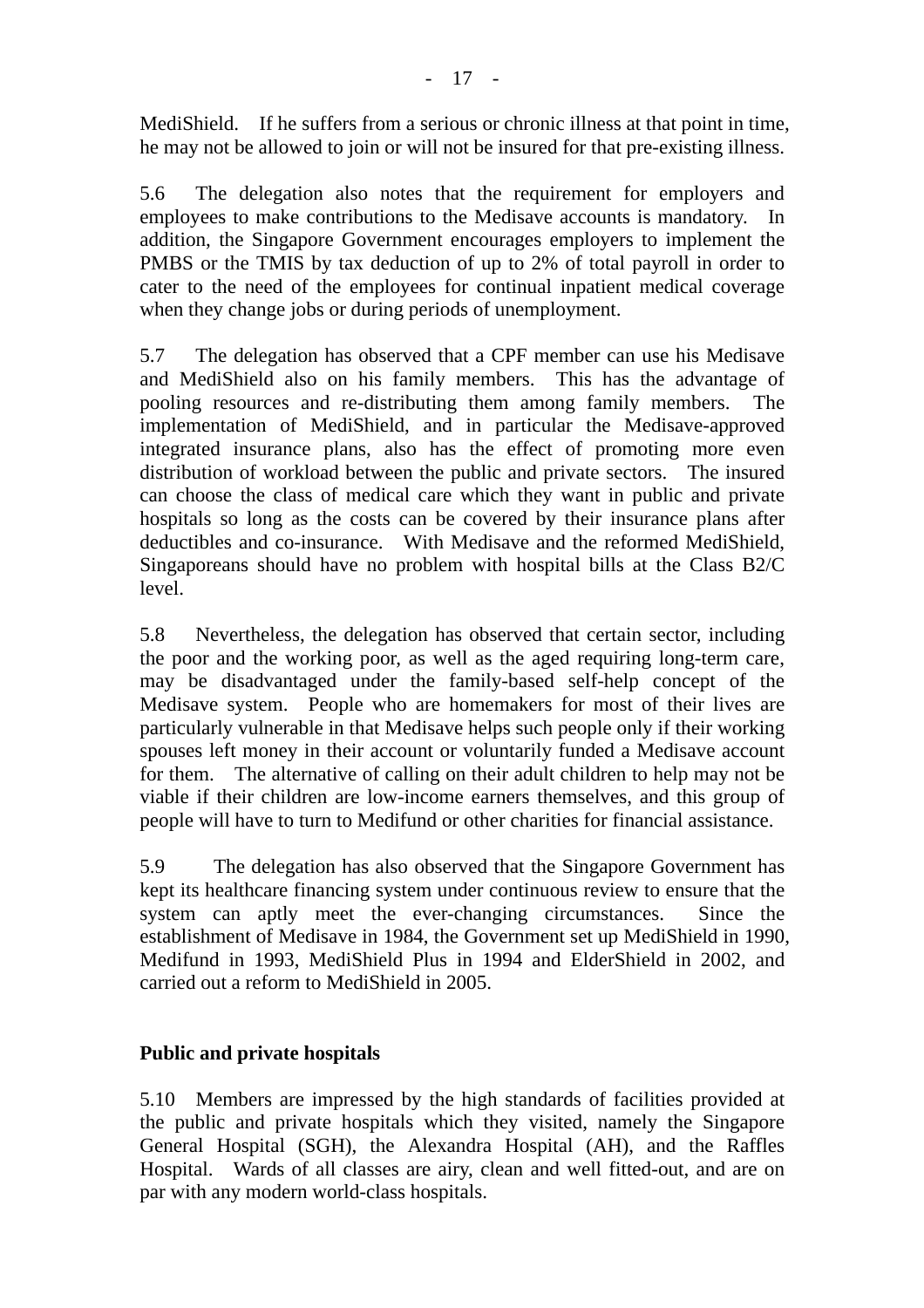MediShield. If he suffers from a serious or chronic illness at that point in time, he may not be allowed to join or will not be insured for that pre-existing illness.

5.6 The delegation also notes that the requirement for employers and employees to make contributions to the Medisave accounts is mandatory. In addition, the Singapore Government encourages employers to implement the PMBS or the TMIS by tax deduction of up to 2% of total payroll in order to cater to the need of the employees for continual inpatient medical coverage when they change jobs or during periods of unemployment.

5.7 The delegation has observed that a CPF member can use his Medisave and MediShield also on his family members. This has the advantage of pooling resources and re-distributing them among family members. The implementation of MediShield, and in particular the Medisave-approved integrated insurance plans, also has the effect of promoting more even distribution of workload between the public and private sectors. The insured can choose the class of medical care which they want in public and private hospitals so long as the costs can be covered by their insurance plans after deductibles and co-insurance. With Medisave and the reformed MediShield, Singaporeans should have no problem with hospital bills at the Class B2/C level.

5.8 Nevertheless, the delegation has observed that certain sector, including the poor and the working poor, as well as the aged requiring long-term care, may be disadvantaged under the family-based self-help concept of the Medisave system. People who are homemakers for most of their lives are particularly vulnerable in that Medisave helps such people only if their working spouses left money in their account or voluntarily funded a Medisave account for them. The alternative of calling on their adult children to help may not be viable if their children are low-income earners themselves, and this group of people will have to turn to Medifund or other charities for financial assistance.

5.9 The delegation has also observed that the Singapore Government has kept its healthcare financing system under continuous review to ensure that the system can aptly meet the ever-changing circumstances. Since the establishment of Medisave in 1984, the Government set up MediShield in 1990, Medifund in 1993, MediShield Plus in 1994 and ElderShield in 2002, and carried out a reform to MediShield in 2005.

**Public and private hospitals**

5.10 Members are impressed by the high standards of facilities provided at the public and private hospitals which they visited, namely the Singapore General Hospital (SGH), the Alexandra Hospital (AH), and the Raffles Hospital. Wards of all classes are airy, clean and well fitted-out, and are on par with any modern world-class hospitals.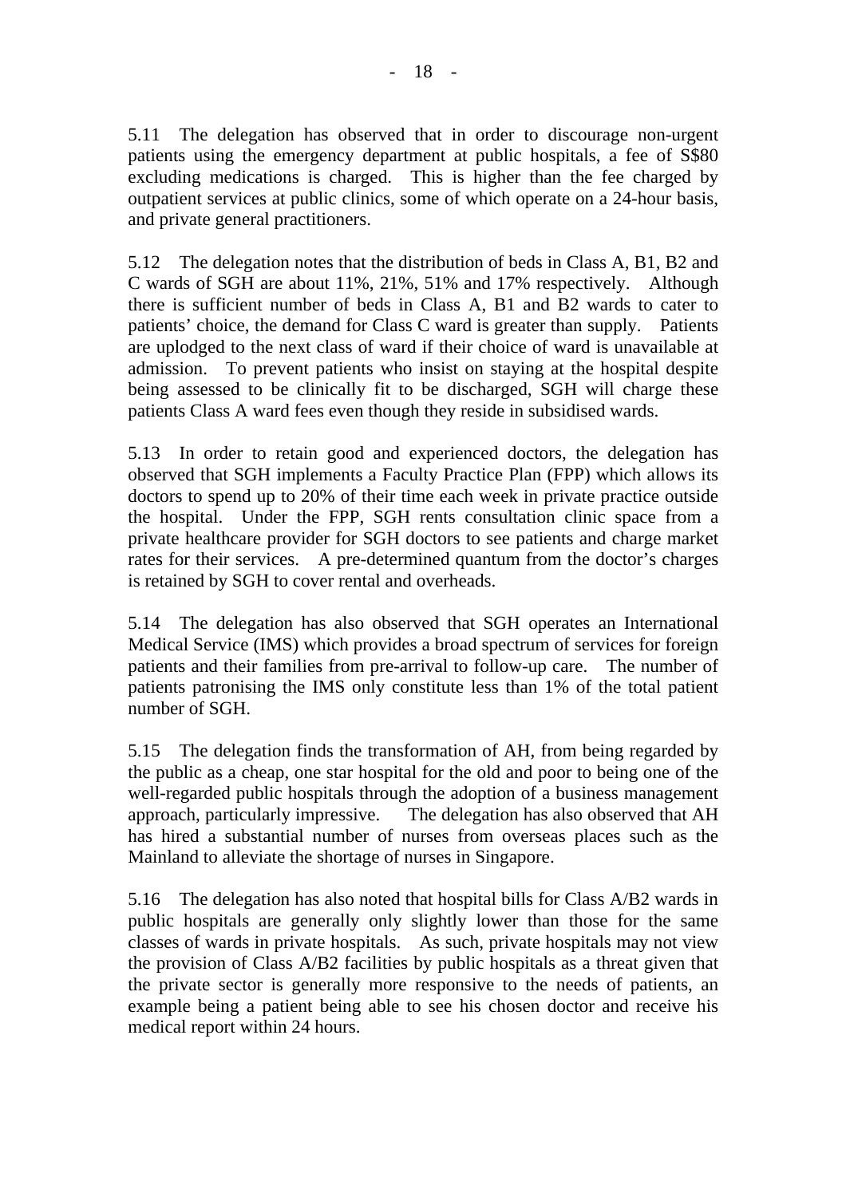5.11 The delegation has observed that in order to discourage non-urgent patients using the emergency department at public hospitals, a fee of S$80 excluding medications is charged. This is higher than the fee charged by outpatient services at public clinics, some of which operate on a 24-hour basis, and private general practitioners.

5.12 The delegation notes that the distribution of beds in Class A, B1, B2 and C wards of SGH are about 11%, 21%, 51% and 17% respectively. Although there is sufficient number of beds in Class A, B1 and B2 wards to cater to patients' choice, the demand for Class C ward is greater than supply. Patients are uplodged to the next class of ward if their choice of ward is unavailable at admission. To prevent patients who insist on staying at the hospital despite being assessed to be clinically fit to be discharged, SGH will charge these patients Class A ward fees even though they reside in subsidised wards.

5.13 In order to retain good and experienced doctors, the delegation has observed that SGH implements a Faculty Practice Plan (FPP) which allows its doctors to spend up to 20% of their time each week in private practice outside the hospital. Under the FPP, SGH rents consultation clinic space from a private healthcare provider for SGH doctors to see patients and charge market rates for their services. A pre-determined quantum from the doctor's charges is retained by SGH to cover rental and overheads.

5.14 The delegation has also observed that SGH operates an International Medical Service (IMS) which provides a broad spectrum of services for foreign patients and their families from pre-arrival to follow-up care. The number of patients patronising the IMS only constitute less than 1% of the total patient number of SGH.

5.15 The delegation finds the transformation of AH, from being regarded by the public as a cheap, one star hospital for the old and poor to being one of the well-regarded public hospitals through the adoption of a business management approach, particularly impressive. The delegation has also observed that AH has hired a substantial number of nurses from overseas places such as the Mainland to alleviate the shortage of nurses in Singapore.

5.16 The delegation has also noted that hospital bills for Class A/B2 wards in public hospitals are generally only slightly lower than those for the same classes of wards in private hospitals. As such, private hospitals may not view the provision of Class A/B2 facilities by public hospitals as a threat given that the private sector is generally more responsive to the needs of patients, an example being a patient being able to see his chosen doctor and receive his medical report within 24 hours.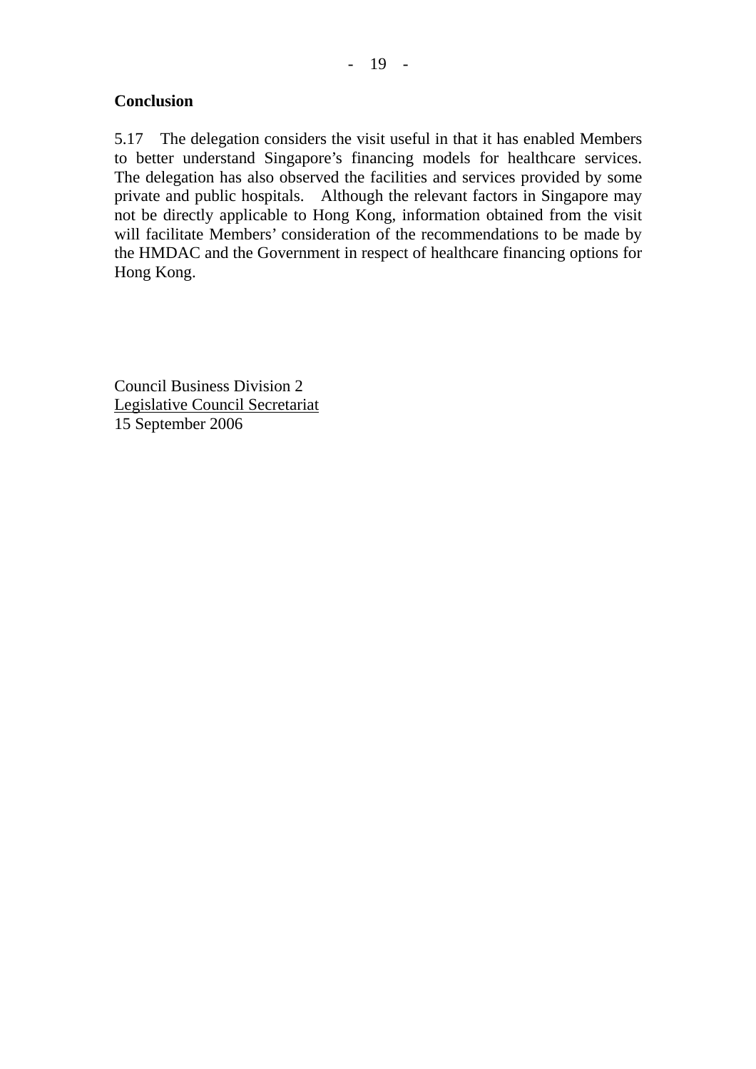## Conclusion

5.17 The delegation considers the visit useful in that it has enabled Members to better understand Singapore's financing models for healthcare services. The delegation has also observed the facilities and services provided by some private and public hospitals. Although the relevant factors in Singapore may not be directly applicable to Hong Kong, information obtained from the visit will facilitate Members' consideration of the recommendations to be made by the HMDAC and the Government in respect of healthcare financing options for Hong Kong.

Council Business Division 2
Legislative Council Secretariat
15 September 2006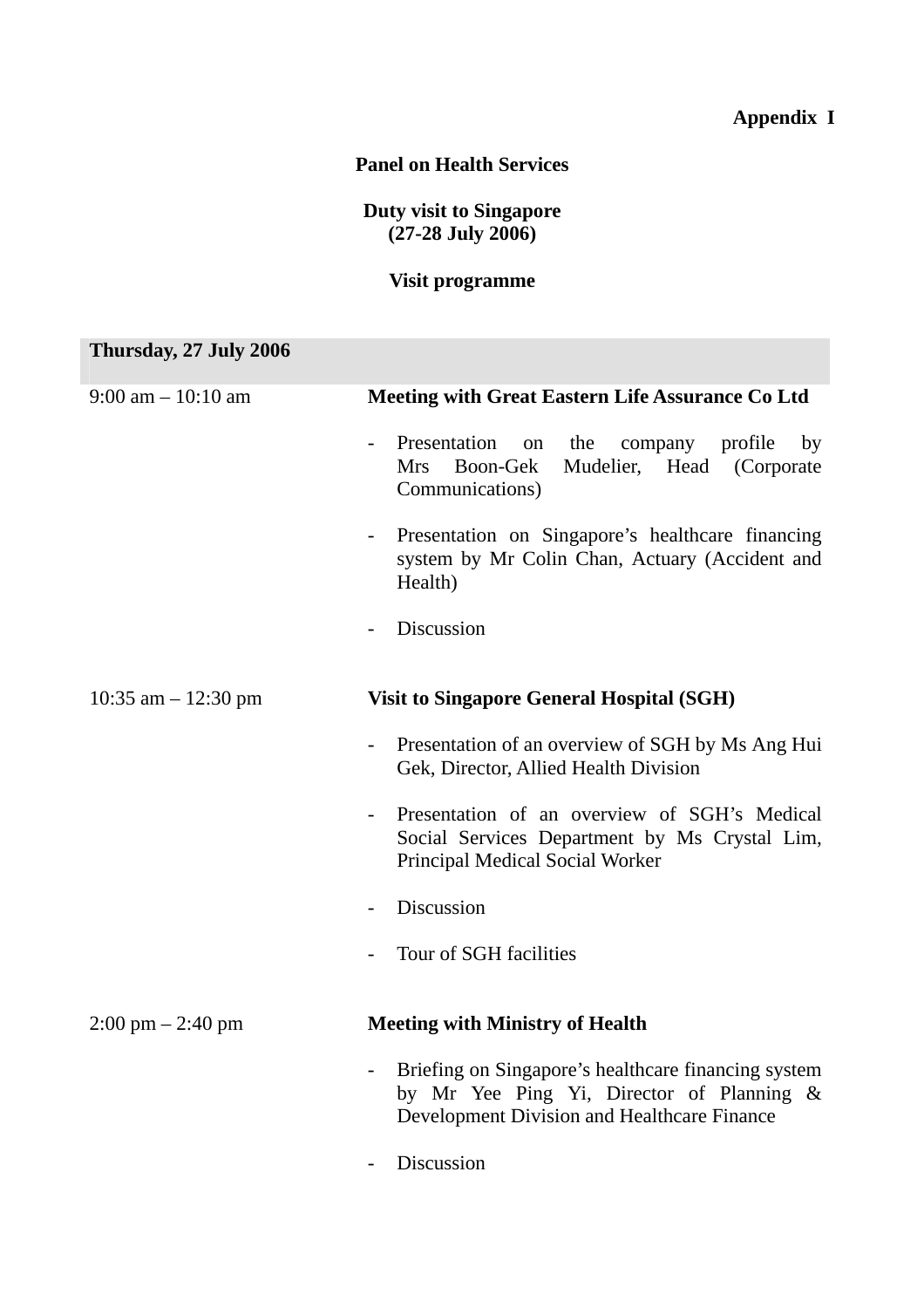**Appendix I**

**Panel on Health Services**

**Duty visit to Singapore**
**(27-28 July 2006)**

**Visit programme**

| **Thursday, 27 July 2006** | |
|---|---|
| 9:00 am – 10:10 am | **Meeting with Great Eastern Life Assurance Co Ltd**<br><br>- Presentation on the company profile by Mrs Boon-Gek Mudelier, Head (Corporate Communications)<br><br>- Presentation on Singapore's healthcare financing system by Mr Colin Chan, Actuary (Accident and Health)<br><br>- Discussion |
| 10:35 am – 12:30 pm | **Visit to Singapore General Hospital (SGH)**<br><br>- Presentation of an overview of SGH by Ms Ang Hui Gek, Director, Allied Health Division<br><br>- Presentation of an overview of SGH's Medical Social Services Department by Ms Crystal Lim, Principal Medical Social Worker<br><br>- Discussion<br><br>- Tour of SGH facilities |
| 2:00 pm – 2:40 pm | **Meeting with Ministry of Health**<br><br>- Briefing on Singapore's healthcare financing system by Mr Yee Ping Yi, Director of Planning & Development Division and Healthcare Finance<br><br>- Discussion |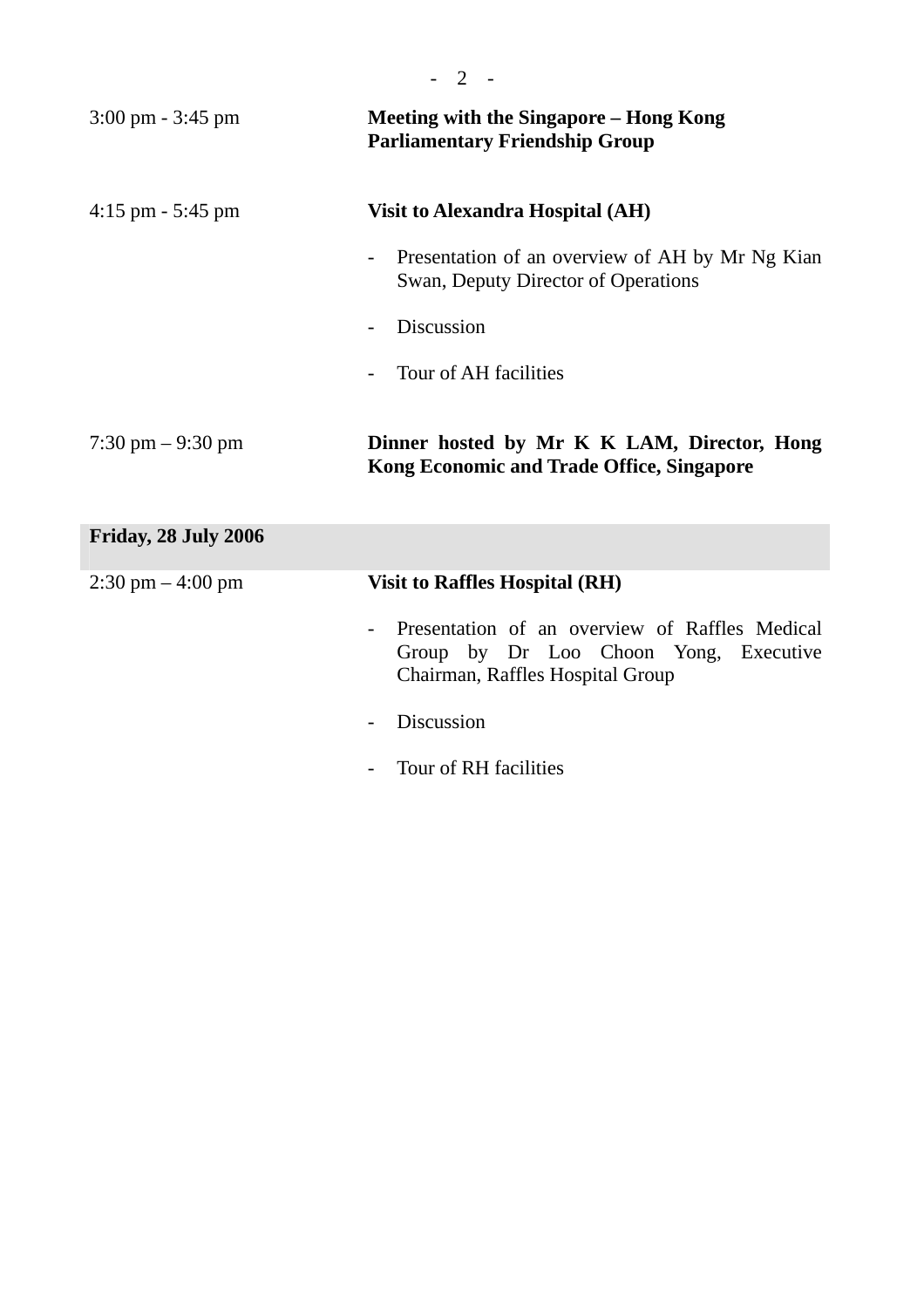| | |
|---|---|
| 3:00 pm - 3:45 pm | **Meeting with the Singapore – Hong Kong Parliamentary Friendship Group** |
| 4:15 pm - 5:45 pm | **Visit to Alexandra Hospital (AH)**<br><br>- Presentation of an overview of AH by Mr Ng Kian Swan, Deputy Director of Operations<br>- Discussion<br>- Tour of AH facilities |
| 7:30 pm – 9:30 pm | **Dinner hosted by Mr K K LAM, Director, Hong Kong Economic and Trade Office, Singapore** |
| **Friday, 28 July 2006** | |
| 2:30 pm – 4:00 pm | **Visit to Raffles Hospital (RH)**<br><br>- Presentation of an overview of Raffles Medical Group by Dr Loo Choon Yong, Executive Chairman, Raffles Hospital Group<br>- Discussion<br>- Tour of RH facilities |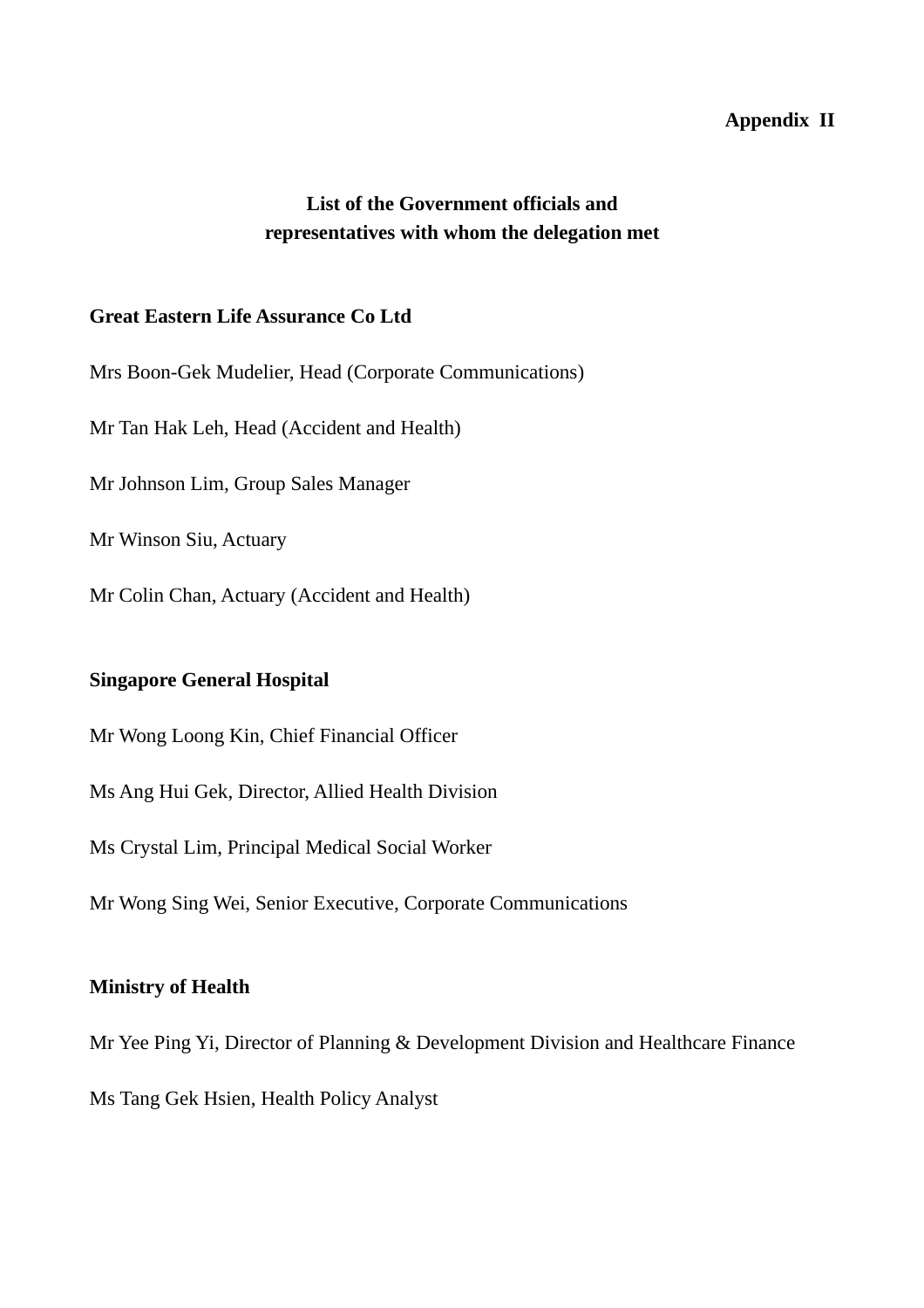**Appendix II**

## List of the Government officials and representatives with whom the delegation met

**Great Eastern Life Assurance Co Ltd**

Mrs Boon-Gek Mudelier, Head (Corporate Communications)

Mr Tan Hak Leh, Head (Accident and Health)

Mr Johnson Lim, Group Sales Manager

Mr Winson Siu, Actuary

Mr Colin Chan, Actuary (Accident and Health)

**Singapore General Hospital**

Mr Wong Loong Kin, Chief Financial Officer

Ms Ang Hui Gek, Director, Allied Health Division

Ms Crystal Lim, Principal Medical Social Worker

Mr Wong Sing Wei, Senior Executive, Corporate Communications

**Ministry of Health**

Mr Yee Ping Yi, Director of Planning & Development Division and Healthcare Finance

Ms Tang Gek Hsien, Health Policy Analyst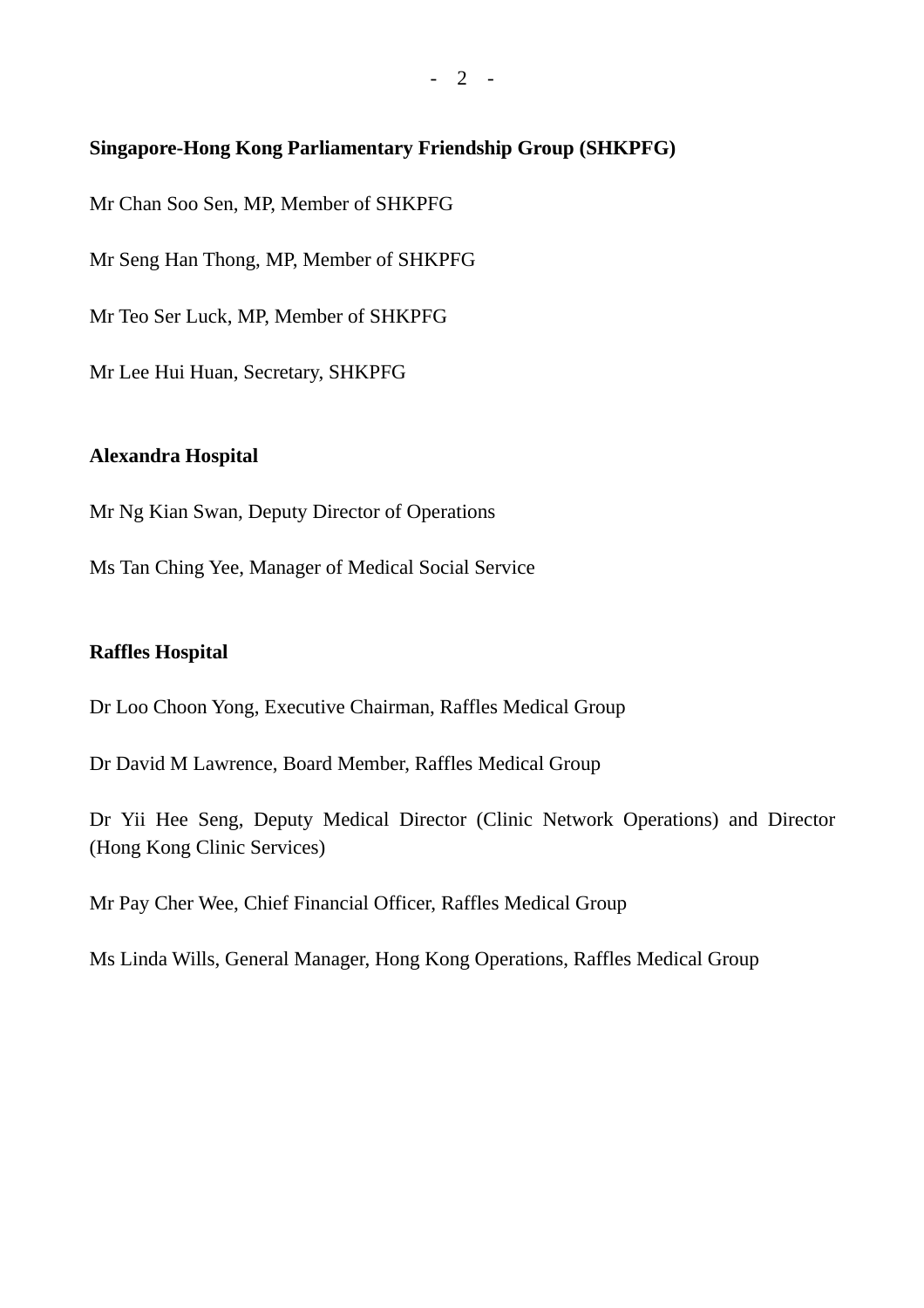**Singapore-Hong Kong Parliamentary Friendship Group (SHKPFG)**

Mr Chan Soo Sen, MP, Member of SHKPFG

Mr Seng Han Thong, MP, Member of SHKPFG

Mr Teo Ser Luck, MP, Member of SHKPFG

Mr Lee Hui Huan, Secretary, SHKPFG

**Alexandra Hospital**

Mr Ng Kian Swan, Deputy Director of Operations

Ms Tan Ching Yee, Manager of Medical Social Service

**Raffles Hospital**

Dr Loo Choon Yong, Executive Chairman, Raffles Medical Group

Dr David M Lawrence, Board Member, Raffles Medical Group

Dr Yii Hee Seng, Deputy Medical Director (Clinic Network Operations) and Director (Hong Kong Clinic Services)

Mr Pay Cher Wee, Chief Financial Officer, Raffles Medical Group

Ms Linda Wills, General Manager, Hong Kong Operations, Raffles Medical Group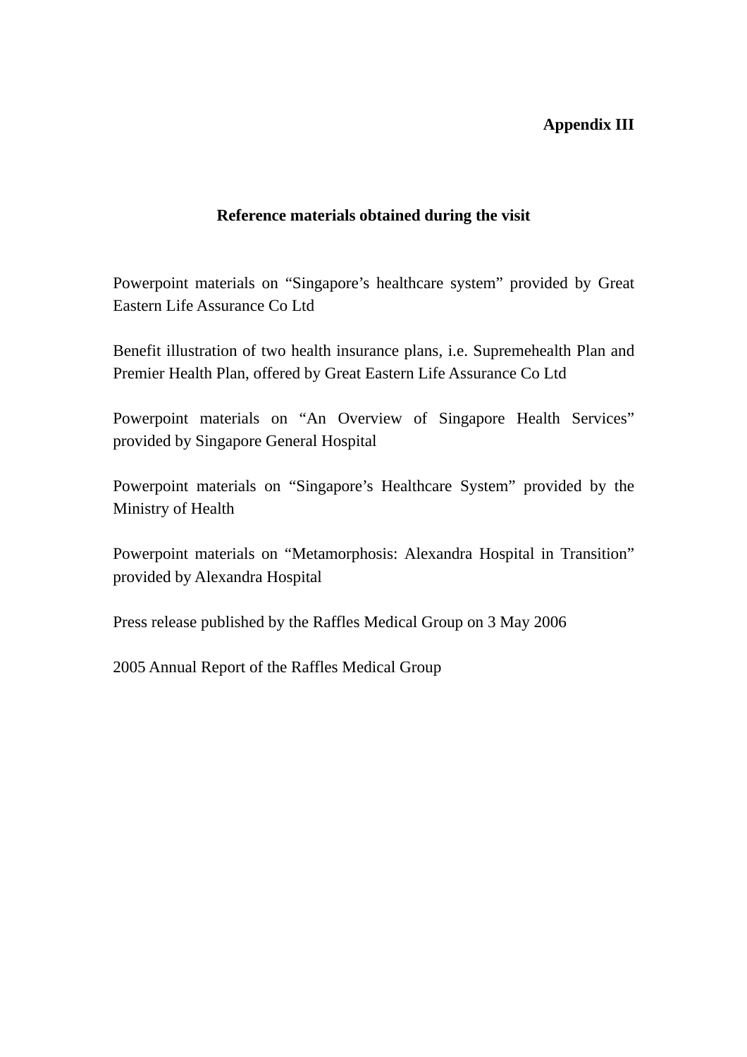**Appendix III**

## Reference materials obtained during the visit

Powerpoint materials on “Singapore’s healthcare system” provided by Great Eastern Life Assurance Co Ltd

Benefit illustration of two health insurance plans, i.e. Supremehealth Plan and Premier Health Plan, offered by Great Eastern Life Assurance Co Ltd

Powerpoint materials on “An Overview of Singapore Health Services” provided by Singapore General Hospital

Powerpoint materials on “Singapore’s Healthcare System” provided by the Ministry of Health

Powerpoint materials on “Metamorphosis: Alexandra Hospital in Transition” provided by Alexandra Hospital

Press release published by the Raffles Medical Group on 3 May 2006

2005 Annual Report of the Raffles Medical Group